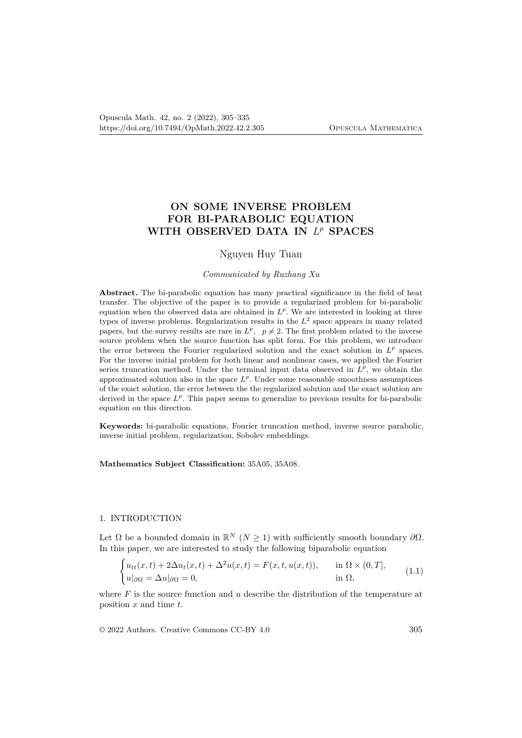# ON SOME INVERSE PROBLEM FOR BI-PARABOLIC EQUATION WITH OBSERVED DATA IN $L^p$ SPACES

Nguyen Huy Tuan

*Communicated by Ruzhang Xu*

**Abstract.** The bi-parabolic equation has many practical significance in the field of heat transfer. The objective of the paper is to provide a regularized problem for bi-parabolic equation when the observed data are obtained in $L^p$. We are interested in looking at three types of inverse problems. Regularization results in the $L^2$ space appears in many related papers, but the survey results are rare in $L^p$, $p \neq 2$. The first problem related to the inverse source problem when the source function has split form. For this problem, we introduce the error between the Fourier regularized solution and the exact solution in $L^p$ spaces. For the inverse initial problem for both linear and nonlinear cases, we applied the Fourier series truncation method. Under the terminal input data observed in $L^p$, we obtain the approximated solution also in the space $L^p$. Under some reasonable smoothness assumptions of the exact solution, the error between the the regularized solution and the exact solution are derived in the space $L^p$. This paper seems to generalize to previous results for bi-parabolic equation on this direction.

**Keywords:** bi-parabolic equations, Fourier truncation method, inverse source parabolic, inverse initial problem, regularization, Sobolev embeddings.

**Mathematics Subject Classification:** 35A05, 35A08.

## 1. INTRODUCTION

Let $\Omega$ be a bounded domain in $\mathbb{R}^N$ ($N \geq 1$) with sufficiently smooth boundary $\partial\Omega$. In this paper, we are interested to study the following biparabolic equation

$$\begin{cases} u_{tt}(x,t) + 2\Delta u_t(x,t) + \Delta^2 u(x,t) = F(x,t,u(x,t)), & \text{in } \Omega \times (0,T], \\ u|_{\partial\Omega} = \Delta u|_{\partial\Omega} = 0, & \text{in } \Omega, \end{cases} \tag{1.1}$$

where $F$ is the source function and $u$ describe the distribution of the temperature at position $x$ and time $t$.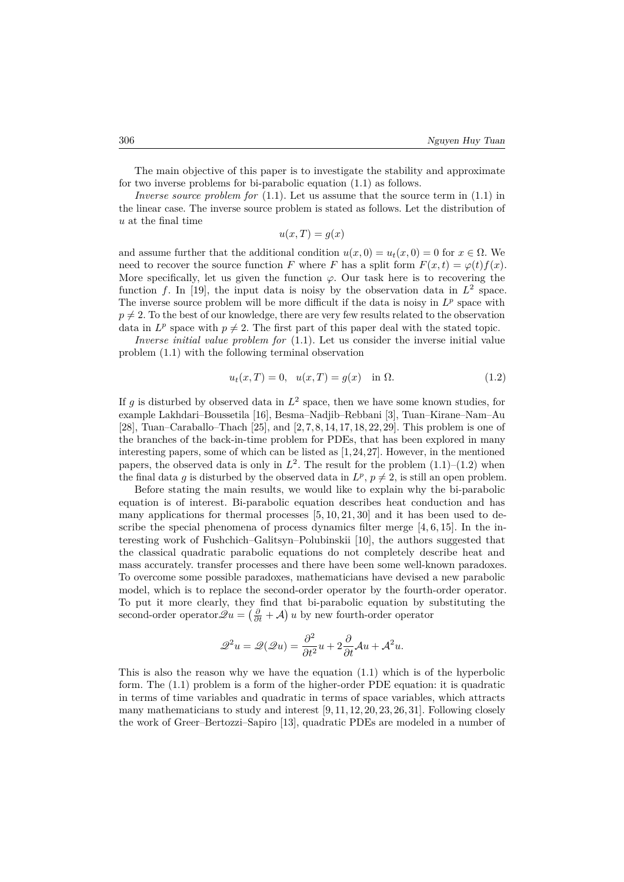The main objective of this paper is to investigate the stability and approximate for two inverse problems for bi-parabolic equation (1.1) as follows.

*Inverse source problem for* (1.1). Let us assume that the source term in (1.1) in the linear case. The inverse source problem is stated as follows. Let the distribution of $u$ at the final time

$$u(x,T) = g(x)$$

and assume further that the additional condition $u(x,0) = u_t(x,0) = 0$ for $x \in \Omega$. We need to recover the source function $F$ where $F$ has a split form $F(x,t) = \varphi(t)f(x)$. More specifically, let us given the function $\varphi$. Our task here is to recovering the function $f$. In [19], the input data is noisy by the observation data in $L^2$ space. The inverse source problem will be more difficult if the data is noisy in $L^p$ space with $p \neq 2$. To the best of our knowledge, there are very few results related to the observation data in $L^p$ space with $p \neq 2$. The first part of this paper deal with the stated topic.

*Inverse initial value problem for* (1.1). Let us consider the inverse initial value problem (1.1) with the following terminal observation

$$u_t(x,T) = 0, \quad u(x,T) = g(x) \quad \text{in } \Omega. \tag{1.2}$$

If $g$ is disturbed by observed data in $L^2$ space, then we have some known studies, for example Lakhdari–Boussetila [16], Besma–Nadjib–Rebbani [3], Tuan–Kirane–Nam–Au [28], Tuan–Caraballo–Thach [25], and [2,7,8,14,17,18,22,29]. This problem is one of the branches of the back-in-time problem for PDEs, that has been explored in many interesting papers, some of which can be listed as [1,24,27]. However, in the mentioned papers, the observed data is only in $L^2$. The result for the problem (1.1)–(1.2) when the final data $g$ is disturbed by the observed data in $L^p$, $p \neq 2$, is still an open problem.

Before stating the main results, we would like to explain why the bi-parabolic equation is of interest. Bi-parabolic equation describes heat conduction and has many applications for thermal processes [5,10,21,30] and it has been used to describe the special phenomena of process dynamics filter merge [4,6,15]. In the interesting work of Fushchich–Galitsyn–Polubinskii [10], the authors suggested that the classical quadratic parabolic equations do not completely describe heat and mass accurately. transfer processes and there have been some well-known paradoxes. To overcome some possible paradoxes, mathematicians have devised a new parabolic model, which is to replace the second-order operator by the fourth-order operator. To put it more clearly, they find that bi-parabolic equation by substituting the second-order operator$\mathscr{Q}u = \left(\frac{\partial}{\partial t} + \mathcal{A}\right)u$ by new fourth-order operator

$$\mathscr{Q}^2 u = \mathscr{Q}(\mathscr{Q}u) = \frac{\partial^2}{\partial t^2}u + 2\frac{\partial}{\partial t}\mathcal{A}u + \mathcal{A}^2 u.$$

This is also the reason why we have the equation (1.1) which is of the hyperbolic form. The (1.1) problem is a form of the higher-order PDE equation: it is quadratic in terms of time variables and quadratic in terms of space variables, which attracts many mathematicians to study and interest [9,11,12,20,23,26,31]. Following closely the work of Greer–Bertozzi–Sapiro [13], quadratic PDEs are modeled in a number of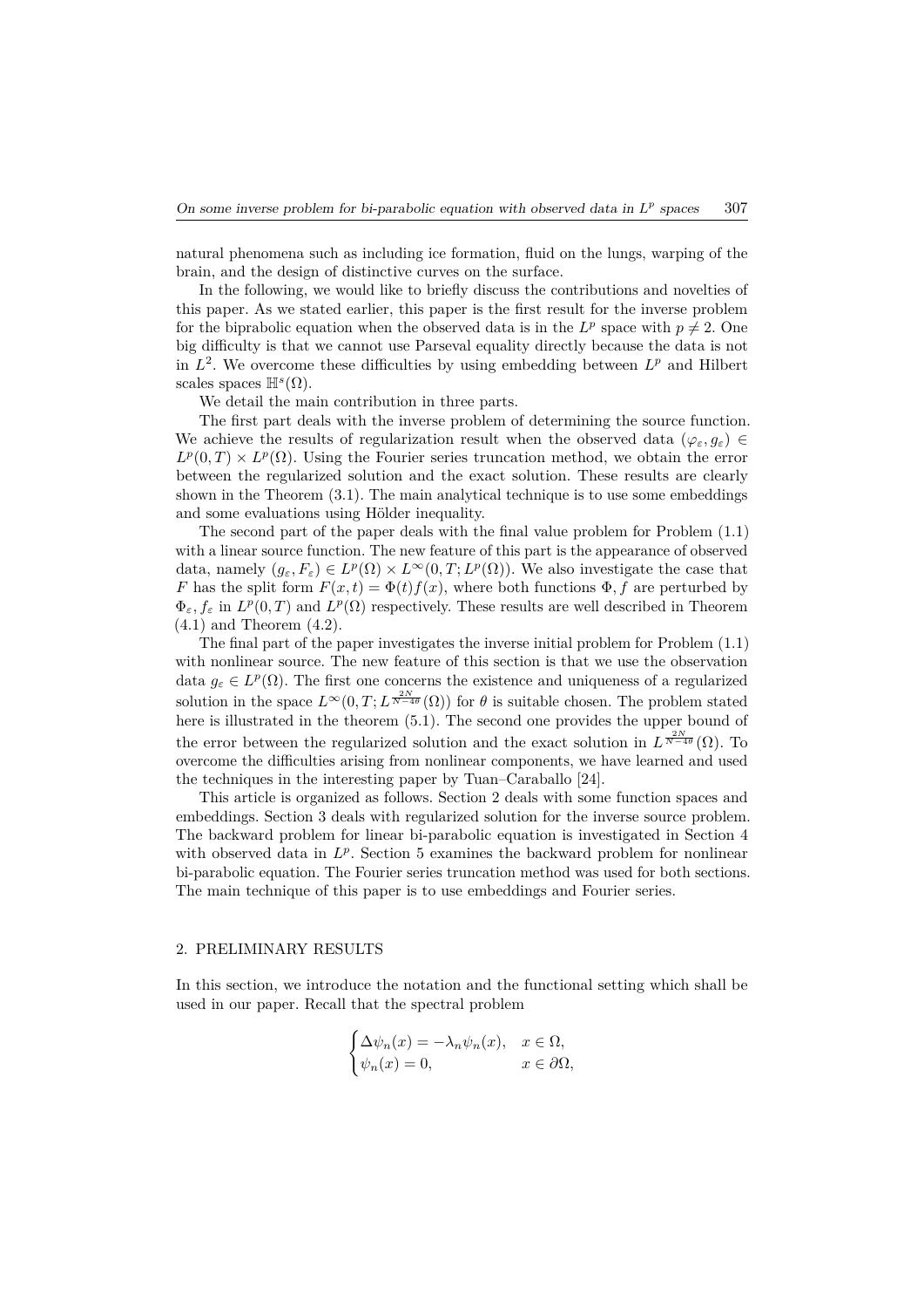natural phenomena such as including ice formation, fluid on the lungs, warping of the brain, and the design of distinctive curves on the surface.

In the following, we would like to briefly discuss the contributions and novelties of this paper. As we stated earlier, this paper is the first result for the inverse problem for the biprabolic equation when the observed data is in the $L^p$ space with $p \neq 2$. One big difficulty is that we cannot use Parseval equality directly because the data is not in $L^2$. We overcome these difficulties by using embedding between $L^p$ and Hilbert scales spaces $\mathbb{H}^s(\Omega)$.

We detail the main contribution in three parts.

The first part deals with the inverse problem of determining the source function. We achieve the results of regularization result when the observed data $(\varphi_\varepsilon, g_\varepsilon) \in L^p(0,T) \times L^p(\Omega)$. Using the Fourier series truncation method, we obtain the error between the regularized solution and the exact solution. These results are clearly shown in the Theorem (3.1). The main analytical technique is to use some embeddings and some evaluations using Hölder inequality.

The second part of the paper deals with the final value problem for Problem (1.1) with a linear source function. The new feature of this part is the appearance of observed data, namely $(g_\varepsilon, F_\varepsilon) \in L^p(\Omega) \times L^\infty(0,T; L^p(\Omega))$. We also investigate the case that $F$ has the split form $F(x,t) = \Phi(t) f(x)$, where both functions $\Phi, f$ are perturbed by $\Phi_\varepsilon, f_\varepsilon$ in $L^p(0,T)$ and $L^p(\Omega)$ respectively. These results are well described in Theorem (4.1) and Theorem (4.2).

The final part of the paper investigates the inverse initial problem for Problem (1.1) with nonlinear source. The new feature of this section is that we use the observation data $g_\varepsilon \in L^p(\Omega)$. The first one concerns the existence and uniqueness of a regularized solution in the space $L^\infty(0,T; L^{\frac{2N}{N-4\theta}}(\Omega))$ for $\theta$ is suitable chosen. The problem stated here is illustrated in the theorem (5.1). The second one provides the upper bound of the error between the regularized solution and the exact solution in $L^{\frac{2N}{N-4\theta}}(\Omega)$. To overcome the difficulties arising from nonlinear components, we have learned and used the techniques in the interesting paper by Tuan–Caraballo [24].

This article is organized as follows. Section 2 deals with some function spaces and embeddings. Section 3 deals with regularized solution for the inverse source problem. The backward problem for linear bi-parabolic equation is investigated in Section 4 with observed data in $L^p$. Section 5 examines the backward problem for nonlinear bi-parabolic equation. The Fourier series truncation method was used for both sections. The main technique of this paper is to use embeddings and Fourier series.

## 2. PRELIMINARY RESULTS

In this section, we introduce the notation and the functional setting which shall be used in our paper. Recall that the spectral problem

$$
\begin{cases}
\Delta \psi_n(x) = -\lambda_n \psi_n(x), & x \in \Omega, \\
\psi_n(x) = 0, & x \in \partial\Omega,
\end{cases}
$$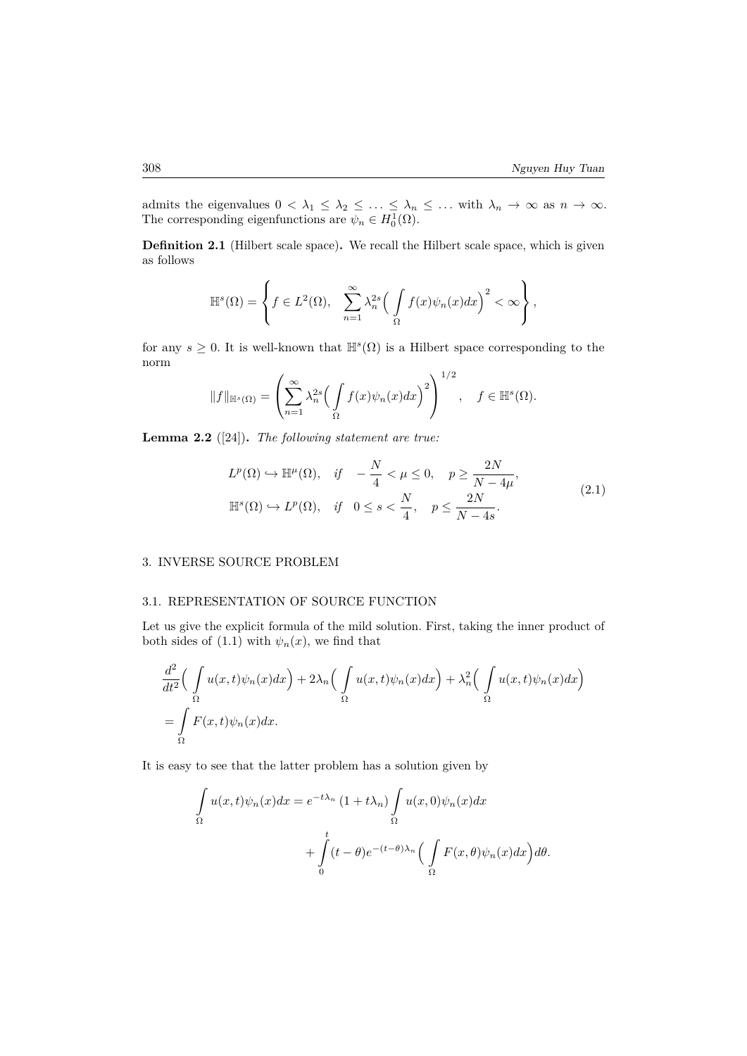admits the eigenvalues $0 < \lambda_1 \leq \lambda_2 \leq \ldots \leq \lambda_n \leq \ldots$ with $\lambda_n \to \infty$ as $n \to \infty$. The corresponding eigenfunctions are $\psi_n \in H_0^1(\Omega)$.

**Definition 2.1** (Hilbert scale space)**.** We recall the Hilbert scale space, which is given as follows

$$\mathbb{H}^s(\Omega) = \left\{ f \in L^2(\Omega), \quad \sum_{n=1}^{\infty} \lambda_n^{2s} \Big( \int_{\Omega} f(x)\psi_n(x)dx \Big)^2 < \infty \right\},$$

for any $s \geq 0$. It is well-known that $\mathbb{H}^s(\Omega)$ is a Hilbert space corresponding to the norm

$$\|f\|_{\mathbb{H}^s(\Omega)} = \left( \sum_{n=1}^{\infty} \lambda_n^{2s} \Big( \int_{\Omega} f(x)\psi_n(x)dx \Big)^2 \right)^{1/2}, \quad f \in \mathbb{H}^s(\Omega).$$

**Lemma 2.2** ([24])**.** *The following statement are true:*

$$\begin{aligned} &L^p(\Omega) \hookrightarrow \mathbb{H}^\mu(\Omega), \quad \text{if} \quad -\frac{N}{4} < \mu \leq 0, \quad p \geq \frac{2N}{N-4\mu}, \\ &\mathbb{H}^s(\Omega) \hookrightarrow L^p(\Omega), \quad \text{if} \quad 0 \leq s < \frac{N}{4}, \quad p \leq \frac{2N}{N-4s}. \end{aligned} \tag{2.1}$$

## 3. INVERSE SOURCE PROBLEM

### 3.1. REPRESENTATION OF SOURCE FUNCTION

Let us give the explicit formula of the mild solution. First, taking the inner product of both sides of (1.1) with $\psi_n(x)$, we find that

$$\begin{aligned} &\frac{d^2}{dt^2}\Big( \int_{\Omega} u(x,t)\psi_n(x)dx \Big) + 2\lambda_n \Big( \int_{\Omega} u(x,t)\psi_n(x)dx \Big) + \lambda_n^2 \Big( \int_{\Omega} u(x,t)\psi_n(x)dx \Big) \\ &= \int_{\Omega} F(x,t)\psi_n(x)dx. \end{aligned}$$

It is easy to see that the latter problem has a solution given by

$$\begin{aligned} \int_{\Omega} u(x,t)\psi_n(x)dx &= e^{-t\lambda_n}\left(1 + t\lambda_n\right) \int_{\Omega} u(x,0)\psi_n(x)dx \\ &\quad + \int_0^t (t-\theta)e^{-(t-\theta)\lambda_n} \Big( \int_{\Omega} F(x,\theta)\psi_n(x)dx \Big) d\theta. \end{aligned}$$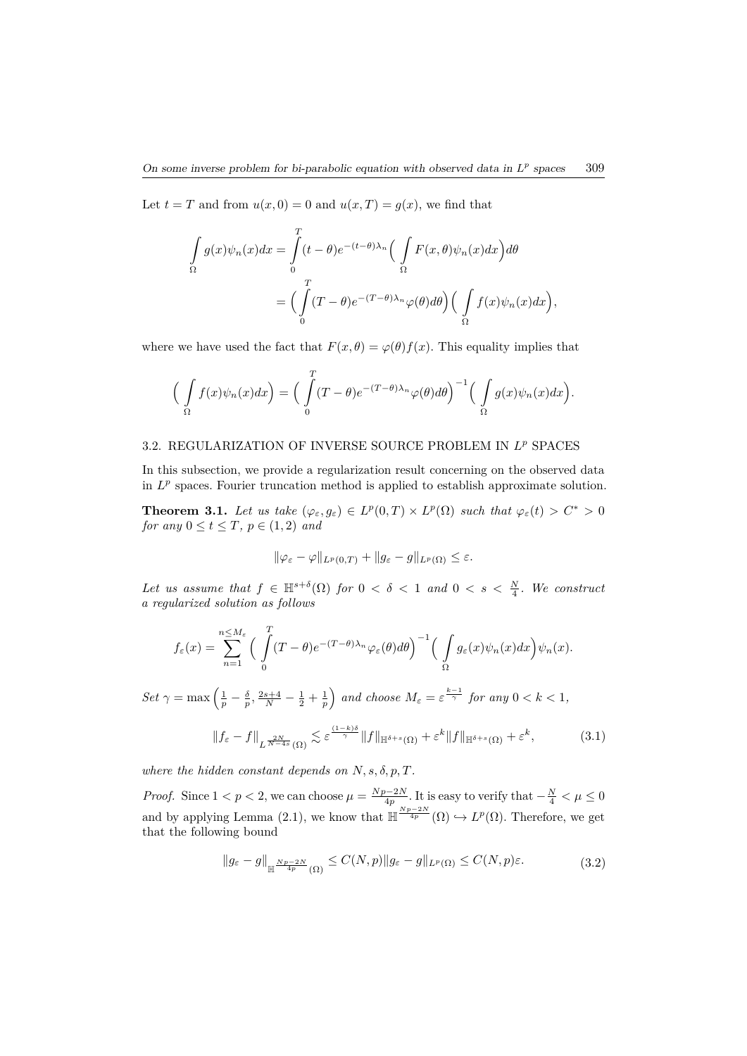Let $t = T$ and from $u(x, 0) = 0$ and $u(x, T) = g(x)$, we find that

$$
\begin{aligned}
\int_\Omega g(x)\psi_n(x)dx &= \int_0^T (t-\theta)e^{-(t-\theta)\lambda_n}\Big(\int_\Omega F(x,\theta)\psi_n(x)dx\Big)d\theta \\
&= \Big(\int_0^T (T-\theta)e^{-(T-\theta)\lambda_n}\varphi(\theta)d\theta\Big)\Big(\int_\Omega f(x)\psi_n(x)dx\Big),
\end{aligned}
$$

where we have used the fact that $F(x, \theta) = \varphi(\theta)f(x)$. This equality implies that

$$
\Big(\int_\Omega f(x)\psi_n(x)dx\Big) = \Big(\int_0^T (T-\theta)e^{-(T-\theta)\lambda_n}\varphi(\theta)d\theta\Big)^{-1}\Big(\int_\Omega g(x)\psi_n(x)dx\Big).
$$

### 3.2. REGULARIZATION OF INVERSE SOURCE PROBLEM IN $L^p$ SPACES

In this subsection, we provide a regularization result concerning on the observed data in $L^p$ spaces. Fourier truncation method is applied to establish approximate solution.

**Theorem 3.1.** *Let us take $(\varphi_\varepsilon, g_\varepsilon) \in L^p(0,T) \times L^p(\Omega)$ such that $\varphi_\varepsilon(t) > C^* > 0$ for any $0 \le t \le T$, $p \in (1, 2)$ and*

$$
\|\varphi_\varepsilon - \varphi\|_{L^p(0,T)} + \|g_\varepsilon - g\|_{L^p(\Omega)} \le \varepsilon.
$$

*Let us assume that $f \in \mathbb{H}^{s+\delta}(\Omega)$ for $0 < \delta < 1$ and $0 < s < \frac{N}{4}$. We construct a regularized solution as follows*

$$
f_\varepsilon(x) = \sum_{n=1}^{n \le M_\varepsilon} \Big(\int_0^T (T-\theta)e^{-(T-\theta)\lambda_n}\varphi_\varepsilon(\theta)d\theta\Big)^{-1}\Big(\int_\Omega g_\varepsilon(x)\psi_n(x)dx\Big)\psi_n(x).
$$

*Set $\gamma = \max\Big(\frac{1}{p} - \frac{\delta}{p}, \frac{2s+4}{N} - \frac{1}{2} + \frac{1}{p}\Big)$ and choose $M_\varepsilon = \varepsilon^{\frac{k-1}{\gamma}}$ for any $0 < k < 1$,*

$$
\|f_\varepsilon - f\|_{L^{\frac{2N}{N-4s}}(\Omega)} \lesssim \varepsilon^{\frac{(1-k)\delta}{\gamma}}\|f\|_{\mathbb{H}^{\delta+s}(\Omega)} + \varepsilon^k\|f\|_{\mathbb{H}^{\delta+s}(\Omega)} + \varepsilon^k, \tag{3.1}
$$

*where the hidden constant depends on $N, s, \delta, p, T$.*

*Proof.* Since $1 < p < 2$, we can choose $\mu = \frac{Np-2N}{4p}$. It is easy to verify that $-\frac{N}{4} < \mu \le 0$ and by applying Lemma (2.1), we know that $\mathbb{H}^{\frac{Np-2N}{4p}}(\Omega) \hookrightarrow L^p(\Omega)$. Therefore, we get that the following bound

$$
\|g_\varepsilon - g\|_{\mathbb{H}^{\frac{Np-2N}{4p}}(\Omega)} \le C(N,p)\|g_\varepsilon - g\|_{L^p(\Omega)} \le C(N,p)\varepsilon. \tag{3.2}
$$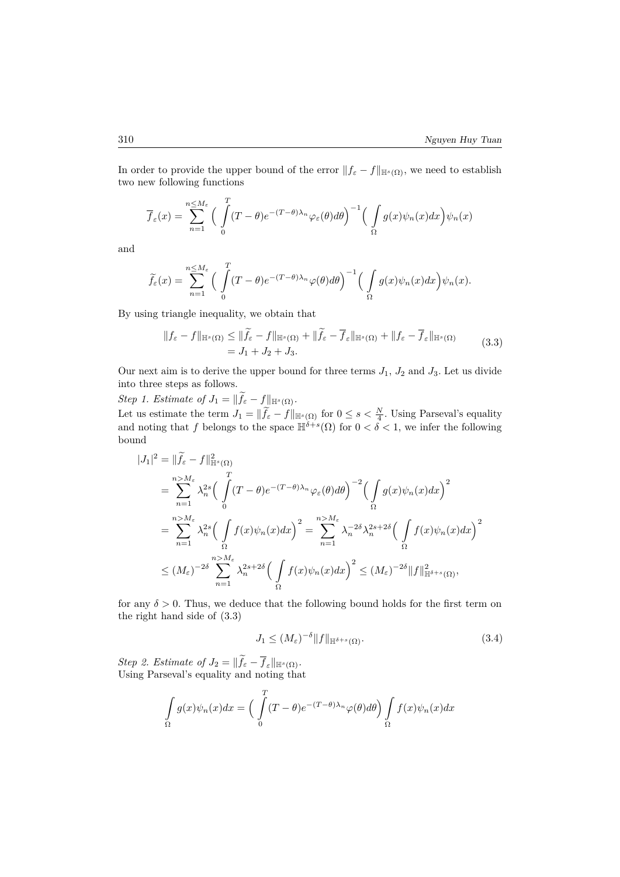In order to provide the upper bound of the error $\|f_\varepsilon - f\|_{\mathbb{H}^s(\Omega)}$, we need to establish two new following functions

$$
\overline{f}_\varepsilon(x) = \sum_{n=1}^{n\le M_\varepsilon} \Big( \int_0^T (T-\theta) e^{-(T-\theta)\lambda_n} \varphi_\varepsilon(\theta) d\theta \Big)^{-1} \Big( \int_\Omega g(x)\psi_n(x)dx \Big) \psi_n(x)
$$

and

$$
\widetilde{f}_\varepsilon(x) = \sum_{n=1}^{n\le M_\varepsilon} \Big( \int_0^T (T-\theta) e^{-(T-\theta)\lambda_n} \varphi(\theta) d\theta \Big)^{-1} \Big( \int_\Omega g(x)\psi_n(x)dx \Big) \psi_n(x).
$$

By using triangle inequality, we obtain that

$$
\begin{aligned}
\|f_\varepsilon - f\|_{\mathbb{H}^s(\Omega)} &\le \|\widetilde{f}_\varepsilon - f\|_{\mathbb{H}^s(\Omega)} + \|\widetilde{f}_\varepsilon - \overline{f}_\varepsilon\|_{\mathbb{H}^s(\Omega)} + \|f_\varepsilon - \overline{f}_\varepsilon\|_{\mathbb{H}^s(\Omega)} \\
&= J_1 + J_2 + J_3.
\end{aligned} \tag{3.3}
$$

Our next aim is to derive the upper bound for three terms $J_1$, $J_2$ and $J_3$. Let us divide into three steps as follows.

*Step 1. Estimate of* $J_1 = \|\widetilde{f}_\varepsilon - f\|_{\mathbb{H}^s(\Omega)}$.

Let us estimate the term $J_1 = \|\widetilde{f}_\varepsilon - f\|_{\mathbb{H}^s(\Omega)}$ for $0 \le s < \frac{N}{4}$. Using Parseval's equality and noting that $f$ belongs to the space $\mathbb{H}^{\delta+s}(\Omega)$ for $0 < \delta < 1$, we infer the following bound

$$
\begin{aligned}
|J_1|^2 &= \|\widetilde{f}_\varepsilon - f\|^2_{\mathbb{H}^s(\Omega)} \\
&= \sum_{n=1}^{n>M_\varepsilon} \lambda_n^{2s} \Big( \int_0^T (T-\theta) e^{-(T-\theta)\lambda_n} \varphi_\varepsilon(\theta) d\theta \Big)^{-2} \Big( \int_\Omega g(x)\psi_n(x)dx \Big)^2 \\
&= \sum_{n=1}^{n>M_\varepsilon} \lambda_n^{2s} \Big( \int_\Omega f(x)\psi_n(x)dx \Big)^2 = \sum_{n=1}^{n>M_\varepsilon} \lambda_n^{-2\delta} \lambda_n^{2s+2\delta} \Big( \int_\Omega f(x)\psi_n(x)dx \Big)^2 \\
&\le (M_\varepsilon)^{-2\delta} \sum_{n=1}^{n>M_\varepsilon} \lambda_n^{2s+2\delta} \Big( \int_\Omega f(x)\psi_n(x)dx \Big)^2 \le (M_\varepsilon)^{-2\delta} \|f\|^2_{\mathbb{H}^{\delta+s}(\Omega)},
\end{aligned}
$$

for any $\delta > 0$. Thus, we deduce that the following bound holds for the first term on the right hand side of (3.3)

$$
J_1 \le (M_\varepsilon)^{-\delta} \|f\|_{\mathbb{H}^{\delta+s}(\Omega)}. \tag{3.4}
$$

*Step 2. Estimate of* $J_2 = \|\widetilde{f}_\varepsilon - \overline{f}_\varepsilon\|_{\mathbb{H}^s(\Omega)}$.

Using Parseval's equality and noting that

$$
\int_\Omega g(x)\psi_n(x)dx = \Big( \int_0^T (T-\theta) e^{-(T-\theta)\lambda_n} \varphi(\theta) d\theta \Big) \int_\Omega f(x)\psi_n(x)dx
$$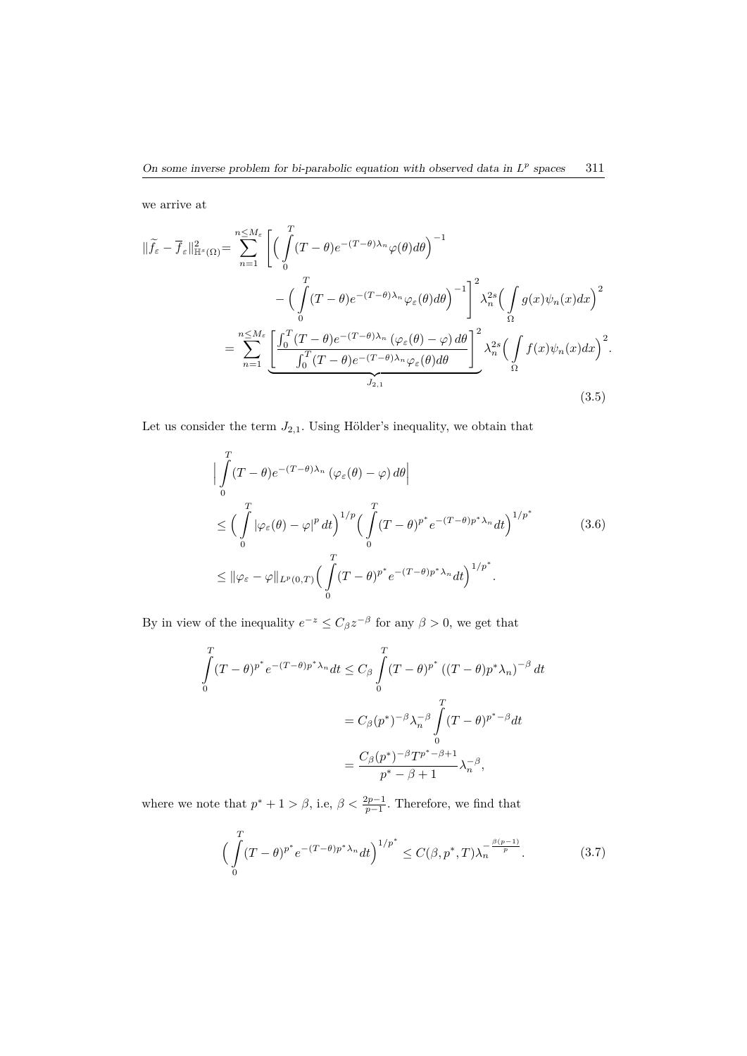we arrive at

$$
\begin{aligned}
\|\widetilde{f}_\varepsilon - \overline{f}_\varepsilon\|^2_{\mathbb{H}^s(\Omega)} &= \sum_{n=1}^{n\le M_\varepsilon} \Bigg[ \Big( \int_0^T (T-\theta) e^{-(T-\theta)\lambda_n} \varphi(\theta) d\theta \Big)^{-1} \\
&\qquad - \Big( \int_0^T (T-\theta) e^{-(T-\theta)\lambda_n} \varphi_\varepsilon(\theta) d\theta \Big)^{-1} \Bigg]^2 \lambda_n^{2s} \Big( \int_\Omega g(x) \psi_n(x) dx \Big)^2 \\
&= \sum_{n=1}^{n\le M_\varepsilon} \underbrace{\left[ \frac{\int_0^T (T-\theta) e^{-(T-\theta)\lambda_n} \left(\varphi_\varepsilon(\theta) - \varphi\right) d\theta}{\int_0^T (T-\theta) e^{-(T-\theta)\lambda_n} \varphi_\varepsilon(\theta) d\theta} \right]^2}_{J_{2,1}} \lambda_n^{2s} \Big( \int_\Omega f(x) \psi_n(x) dx \Big)^2 .
\end{aligned}
\tag{3.5}
$$

Let us consider the term $J_{2,1}$. Using Hölder's inequality, we obtain that

$$
\begin{aligned}
&\Big| \int_0^T (T-\theta) e^{-(T-\theta)\lambda_n} \left(\varphi_\varepsilon(\theta) - \varphi\right) d\theta \Big| \\
&\le \Big( \int_0^T |\varphi_\varepsilon(\theta) - \varphi|^p \, dt \Big)^{1/p} \Big( \int_0^T (T-\theta)^{p^*} e^{-(T-\theta)p^*\lambda_n} dt \Big)^{1/p^*} \\
&\le \|\varphi_\varepsilon - \varphi\|_{L^p(0,T)} \Big( \int_0^T (T-\theta)^{p^*} e^{-(T-\theta)p^*\lambda_n} dt \Big)^{1/p^*}.
\end{aligned}
\tag{3.6}
$$

By in view of the inequality $e^{-z} \le C_\beta z^{-\beta}$ for any $\beta > 0$, we get that

$$
\begin{aligned}
\int_0^T (T-\theta)^{p^*} e^{-(T-\theta)p^*\lambda_n} dt &\le C_\beta \int_0^T (T-\theta)^{p^*} \left( (T-\theta) p^* \lambda_n \right)^{-\beta} dt \\
&= C_\beta (p^*)^{-\beta} \lambda_n^{-\beta} \int_0^T (T-\theta)^{p^*-\beta} dt \\
&= \frac{C_\beta (p^*)^{-\beta} T^{p^*-\beta+1}}{p^* - \beta + 1} \lambda_n^{-\beta},
\end{aligned}
$$

where we note that $p^* + 1 > \beta$, i.e, $\beta < \frac{2p-1}{p-1}$. Therefore, we find that

$$
\Big( \int_0^T (T-\theta)^{p^*} e^{-(T-\theta)p^*\lambda_n} dt \Big)^{1/p^*} \le C(\beta, p^*, T) \lambda_n^{-\frac{\beta(p-1)}{p}}.
\tag{3.7}
$$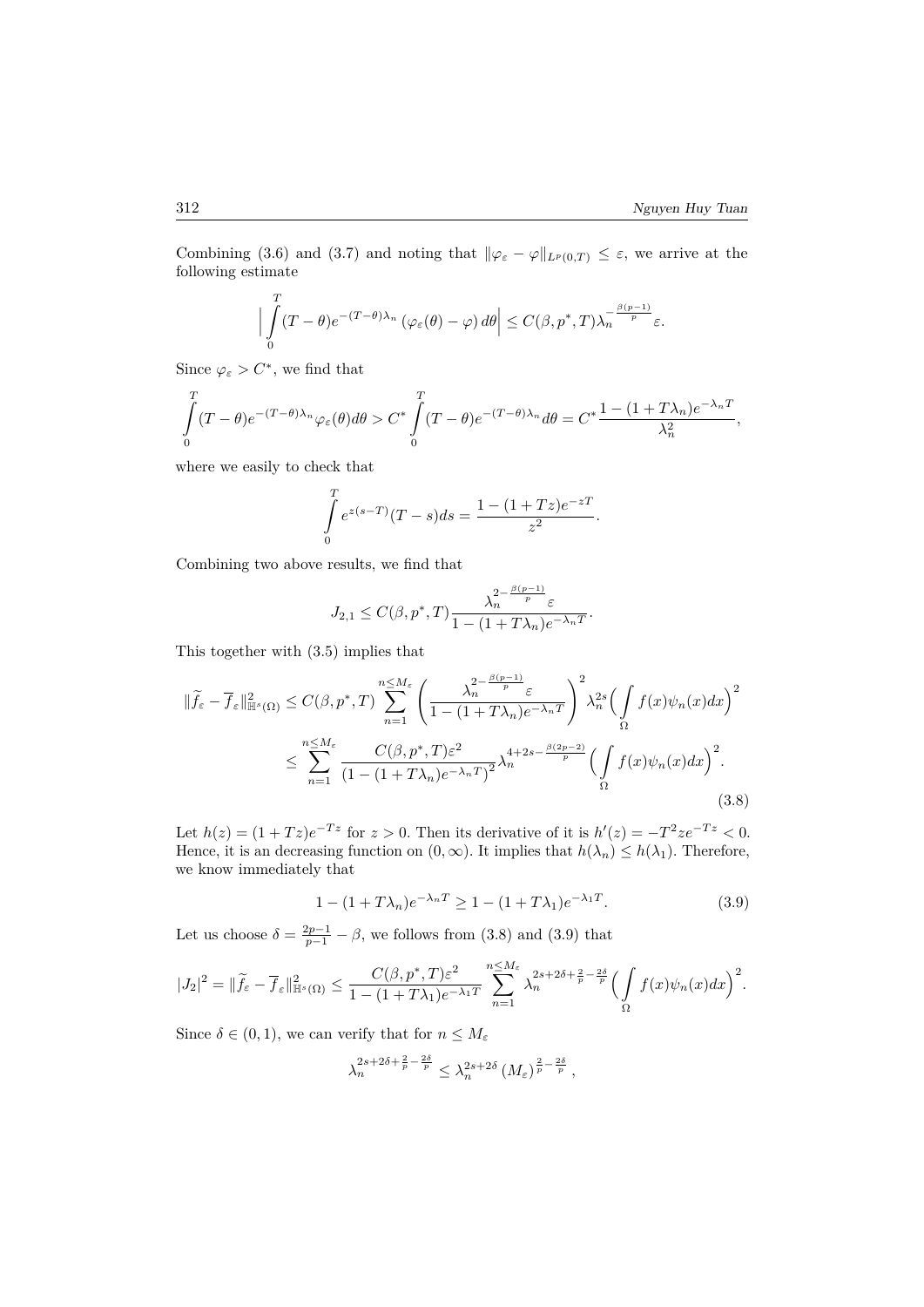Combining (3.6) and (3.7) and noting that $\|\varphi_\varepsilon - \varphi\|_{L^p(0,T)} \le \varepsilon$, we arrive at the following estimate

$$\Big| \int_0^T (T-\theta) e^{-(T-\theta)\lambda_n} \left(\varphi_\varepsilon(\theta) - \varphi\right) d\theta \Big| \le C(\beta, p^*, T) \lambda_n^{-\frac{\beta(p-1)}{p}} \varepsilon.$$

Since $\varphi_\varepsilon > C^*$, we find that

$$\int_0^T (T-\theta) e^{-(T-\theta)\lambda_n} \varphi_\varepsilon(\theta) d\theta > C^* \int_0^T (T-\theta) e^{-(T-\theta)\lambda_n} d\theta = C^* \frac{1-(1+T\lambda_n)e^{-\lambda_n T}}{\lambda_n^2},$$

where we easily to check that

$$\int_0^T e^{z(s-T)}(T-s) ds = \frac{1-(1+Tz)e^{-zT}}{z^2}.$$

Combining two above results, we find that

$$J_{2,1} \le C(\beta, p^*, T) \frac{\lambda_n^{2-\frac{\beta(p-1)}{p}} \varepsilon}{1-(1+T\lambda_n)e^{-\lambda_n T}}.$$

This together with (3.5) implies that

$$\begin{aligned}
\|\widetilde{f}_\varepsilon - \overline{f}_\varepsilon\|^2_{\mathbb{H}^s(\Omega)} &\le C(\beta, p^*, T) \sum_{n=1}^{n \le M_\varepsilon} \left( \frac{\lambda_n^{2-\frac{\beta(p-1)}{p}} \varepsilon}{1-(1+T\lambda_n)e^{-\lambda_n T}} \right)^2 \lambda_n^{2s} \Big( \int_\Omega f(x)\psi_n(x) dx \Big)^2 \\
&\le \sum_{n=1}^{n \le M_\varepsilon} \frac{C(\beta, p^*, T)\varepsilon^2}{\left(1-(1+T\lambda_n)e^{-\lambda_n T}\right)^2} \lambda_n^{4+2s-\frac{\beta(2p-2)}{p}} \Big( \int_\Omega f(x)\psi_n(x) dx \Big)^2.
\end{aligned} \tag{3.8}$$

Let $h(z) = (1+Tz)e^{-Tz}$ for $z > 0$. Then its derivative of it is $h'(z) = -T^2 z e^{-Tz} < 0$. Hence, it is an decreasing function on $(0, \infty)$. It implies that $h(\lambda_n) \le h(\lambda_1)$. Therefore, we know immediately that

$$1-(1+T\lambda_n)e^{-\lambda_n T} \ge 1-(1+T\lambda_1)e^{-\lambda_1 T}. \tag{3.9}$$

Let us choose $\delta = \frac{2p-1}{p-1} - \beta$, we follows from (3.8) and (3.9) that

$$|J_2|^2 = \|\widetilde{f}_\varepsilon - \overline{f}_\varepsilon\|^2_{\mathbb{H}^s(\Omega)} \le \frac{C(\beta, p^*, T)\varepsilon^2}{1-(1+T\lambda_1)e^{-\lambda_1 T}} \sum_{n=1}^{n \le M_\varepsilon} \lambda_n^{2s+2\delta+\frac{2}{p}-\frac{2\delta}{p}} \Big( \int_\Omega f(x)\psi_n(x) dx \Big)^2.$$

Since $\delta \in (0,1)$, we can verify that for $n \le M_\varepsilon$

$$\lambda_n^{2s+2\delta+\frac{2}{p}-\frac{2\delta}{p}} \le \lambda_n^{2s+2\delta} \left(M_\varepsilon\right)^{\frac{2}{p}-\frac{2\delta}{p}},$$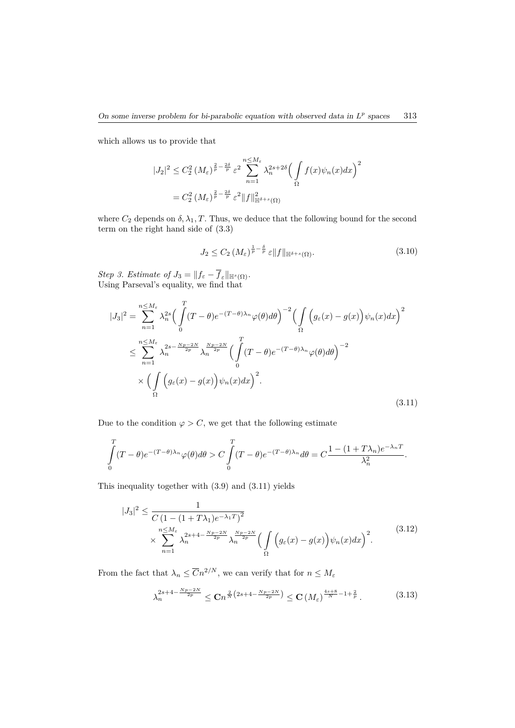which allows us to provide that

$$
\begin{aligned}
|J_2|^2 &\leq C_2^2 \left(M_\varepsilon\right)^{\frac{2}{p}-\frac{2\delta}{p}} \varepsilon^2 \sum_{n=1}^{n\leq M_\varepsilon} \lambda_n^{2s+2\delta} \Big( \int_\Omega f(x)\psi_n(x)dx \Big)^2 \\
&= C_2^2 \left(M_\varepsilon\right)^{\frac{2}{p}-\frac{2\delta}{p}} \varepsilon^2 \|f\|^2_{\mathbb{H}^{\delta+s}(\Omega)}
\end{aligned}
$$

where $C_2$ depends on $\delta, \lambda_1, T$. Thus, we deduce that the following bound for the second term on the right hand side of (3.3)

$$
J_2 \leq C_2 \left(M_\varepsilon\right)^{\frac{1}{p}-\frac{\delta}{p}} \varepsilon \|f\|_{\mathbb{H}^{\delta+s}(\Omega)}. \tag{3.10}
$$

*Step 3. Estimate of* $J_3 = \|f_\varepsilon - \overline{f}_\varepsilon\|_{\mathbb{H}^s(\Omega)}$.
Using Parseval's equality, we find that

$$
\begin{aligned}
|J_3|^2 &= \sum_{n=1}^{n\leq M_\varepsilon} \lambda_n^{2s} \Big( \int_0^T (T-\theta) e^{-(T-\theta)\lambda_n} \varphi(\theta) d\theta \Big)^{-2} \Big( \int_\Omega \Big( g_\varepsilon(x) - g(x) \Big) \psi_n(x) dx \Big)^2 \\
&\leq \sum_{n=1}^{n\leq M_\varepsilon} \lambda_n^{2s - \frac{Np-2N}{2p}} \lambda_n^{\frac{Np-2N}{2p}} \Big( \int_0^T (T-\theta) e^{-(T-\theta)\lambda_n} \varphi(\theta) d\theta \Big)^{-2} \\
&\quad \times \Big( \int_\Omega \Big( g_\varepsilon(x) - g(x) \Big) \psi_n(x) dx \Big)^2.
\end{aligned} \tag{3.11}
$$

Due to the condition $\varphi > C$, we get that the following estimate

$$
\int_0^T (T-\theta) e^{-(T-\theta)\lambda_n} \varphi(\theta) d\theta > C \int_0^T (T-\theta) e^{-(T-\theta)\lambda_n} d\theta = C \frac{1 - (1 + T\lambda_n) e^{-\lambda_n T}}{\lambda_n^2}.
$$

This inequality together with (3.9) and (3.11) yields

$$
\begin{aligned}
|J_3|^2 &\leq \frac{1}{C \left(1 - (1+T\lambda_1) e^{-\lambda_1 T}\right)^2} \\
&\quad \times \sum_{n=1}^{n\leq M_\varepsilon} \lambda_n^{2s+4-\frac{Np-2N}{2p}} \lambda_n^{\frac{Np-2N}{2p}} \Big( \int_\Omega \Big( g_\varepsilon(x) - g(x) \Big) \psi_n(x) dx \Big)^2.
\end{aligned} \tag{3.12}
$$

From the fact that $\lambda_n \leq \overline{C} n^{2/N}$, we can verify that for $n \leq M_\varepsilon$

$$
\lambda_n^{2s+4-\frac{Np-2N}{2p}} \leq \mathbf{C} n^{\frac{2}{N}\left(2s+4-\frac{Np-2N}{2p}\right)} \leq \mathbf{C} \left(M_\varepsilon\right)^{\frac{4s+8}{N}-1+\frac{2}{p}}. \tag{3.13}
$$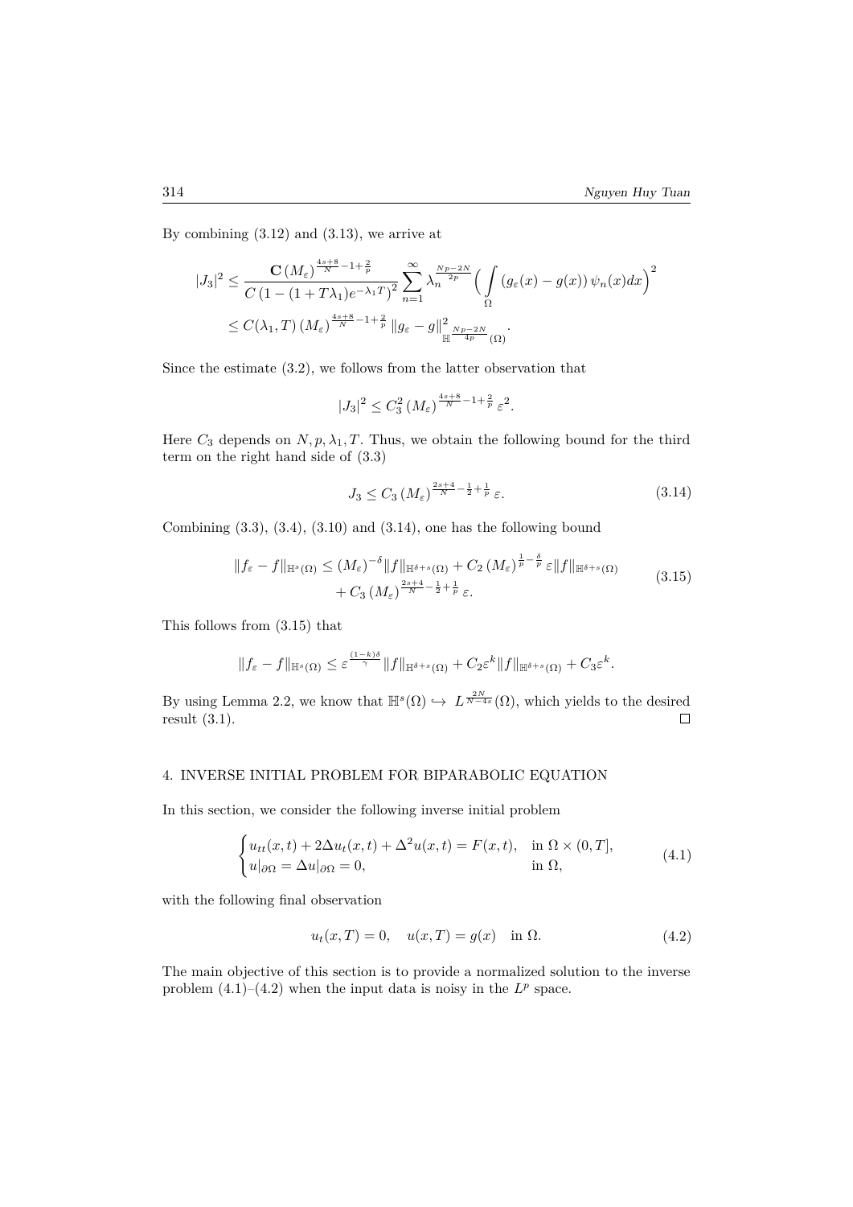By combining (3.12) and (3.13), we arrive at

$$
\begin{aligned}
|J_3|^2 &\le \frac{\mathbf{C}\left(M_\varepsilon\right)^{\frac{4s+8}{N}-1+\frac{2}{p}}}{C\left(1-(1+T\lambda_1)e^{-\lambda_1 T}\right)^2} \sum_{n=1}^{\infty} \lambda_n^{\frac{Np-2N}{2p}} \Big( \int_\Omega \left(g_\varepsilon(x)-g(x)\right)\psi_n(x)dx \Big)^2 \\
&\le C(\lambda_1,T)\left(M_\varepsilon\right)^{\frac{4s+8}{N}-1+\frac{2}{p}} \|g_\varepsilon - g\|^2_{\mathbb{H}^{\frac{Np-2N}{4p}}(\Omega)}.
\end{aligned}
$$

Since the estimate (3.2), we follows from the latter observation that

$$
|J_3|^2 \le C_3^2 \left(M_\varepsilon\right)^{\frac{4s+8}{N}-1+\frac{2}{p}} \varepsilon^2.
$$

Here $C_3$ depends on $N, p, \lambda_1, T$. Thus, we obtain the following bound for the third term on the right hand side of (3.3)

$$
J_3 \le C_3 \left(M_\varepsilon\right)^{\frac{2s+4}{N}-\frac{1}{2}+\frac{1}{p}} \varepsilon. \tag{3.14}
$$

Combining (3.3), (3.4), (3.10) and (3.14), one has the following bound

$$
\begin{aligned}
\|f_\varepsilon - f\|_{\mathbb{H}^s(\Omega)} \le (M_\varepsilon)^{-\delta}\|f\|_{\mathbb{H}^{\delta+s}(\Omega)} &+ C_2\left(M_\varepsilon\right)^{\frac{1}{p}-\frac{\delta}{p}} \varepsilon \|f\|_{\mathbb{H}^{\delta+s}(\Omega)} \\
&+ C_3 \left(M_\varepsilon\right)^{\frac{2s+4}{N}-\frac{1}{2}+\frac{1}{p}} \varepsilon.
\end{aligned} \tag{3.15}
$$

This follows from (3.15) that

$$
\|f_\varepsilon - f\|_{\mathbb{H}^s(\Omega)} \le \varepsilon^{\frac{(1-k)\delta}{\gamma}} \|f\|_{\mathbb{H}^{\delta+s}(\Omega)} + C_2 \varepsilon^k \|f\|_{\mathbb{H}^{\delta+s}(\Omega)} + C_3 \varepsilon^k.
$$

By using Lemma 2.2, we know that $\mathbb{H}^s(\Omega) \hookrightarrow L^{\frac{2N}{N-4s}}(\Omega)$, which yields to the desired result (3.1). $\square$

## 4. INVERSE INITIAL PROBLEM FOR BIPARABOLIC EQUATION

In this section, we consider the following inverse initial problem

$$
\begin{cases}
u_{tt}(x,t) + 2\Delta u_t(x,t) + \Delta^2 u(x,t) = F(x,t), & \text{in } \Omega \times (0,T], \\
u|_{\partial\Omega} = \Delta u|_{\partial\Omega} = 0, & \text{in } \Omega,
\end{cases} \tag{4.1}
$$

with the following final observation

$$
u_t(x,T) = 0, \quad u(x,T) = g(x) \quad \text{in } \Omega. \tag{4.2}
$$

The main objective of this section is to provide a normalized solution to the inverse problem (4.1)–(4.2) when the input data is noisy in the $L^p$ space.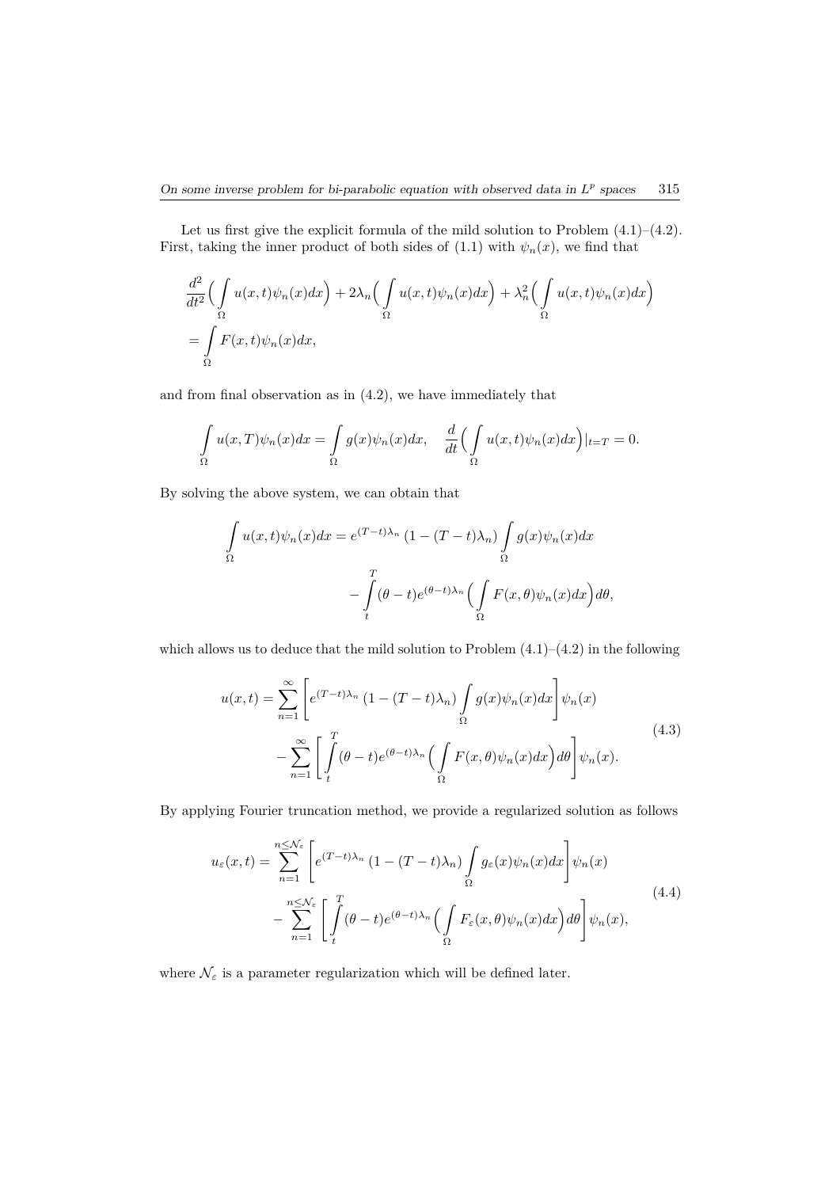Let us first give the explicit formula of the mild solution to Problem (4.1)–(4.2). First, taking the inner product of both sides of (1.1) with $\psi_n(x)$, we find that

$$
\begin{aligned}
&\frac{d^2}{dt^2}\Big(\int_\Omega u(x,t)\psi_n(x)dx\Big) + 2\lambda_n\Big(\int_\Omega u(x,t)\psi_n(x)dx\Big) + \lambda_n^2\Big(\int_\Omega u(x,t)\psi_n(x)dx\Big) \\
&= \int_\Omega F(x,t)\psi_n(x)dx,
\end{aligned}
$$

and from final observation as in (4.2), we have immediately that

$$
\int_\Omega u(x,T)\psi_n(x)dx = \int_\Omega g(x)\psi_n(x)dx, \quad \frac{d}{dt}\Big(\int_\Omega u(x,t)\psi_n(x)dx\Big)|_{t=T} = 0.
$$

By solving the above system, we can obtain that

$$
\begin{aligned}
\int_\Omega u(x,t)\psi_n(x)dx = e^{(T-t)\lambda_n}\left(1-(T-t)\lambda_n\right)&\int_\Omega g(x)\psi_n(x)dx \\
&- \int_t^T (\theta - t)e^{(\theta-t)\lambda_n}\Big(\int_\Omega F(x,\theta)\psi_n(x)dx\Big)d\theta,
\end{aligned}
$$

which allows us to deduce that the mild solution to Problem (4.1)–(4.2) in the following

$$
\begin{aligned}
u(x,t) = &\sum_{n=1}^{\infty}\left[e^{(T-t)\lambda_n}\left(1-(T-t)\lambda_n\right)\int_\Omega g(x)\psi_n(x)dx\right]\psi_n(x) \\
&- \sum_{n=1}^{\infty}\left[\int_t^T (\theta-t)e^{(\theta-t)\lambda_n}\Big(\int_\Omega F(x,\theta)\psi_n(x)dx\Big)d\theta\right]\psi_n(x).
\end{aligned} \tag{4.3}
$$

By applying Fourier truncation method, we provide a regularized solution as follows

$$
\begin{aligned}
u_\varepsilon(x,t) = &\sum_{n=1}^{n\leq\mathcal{N}_\varepsilon}\left[e^{(T-t)\lambda_n}\left(1-(T-t)\lambda_n\right)\int_\Omega g_\varepsilon(x)\psi_n(x)dx\right]\psi_n(x) \\
&- \sum_{n=1}^{n\leq\mathcal{N}_\varepsilon}\left[\int_t^T (\theta-t)e^{(\theta-t)\lambda_n}\Big(\int_\Omega F_\varepsilon(x,\theta)\psi_n(x)dx\Big)d\theta\right]\psi_n(x),
\end{aligned} \tag{4.4}
$$

where $\mathcal{N}_\varepsilon$ is a parameter regularization which will be defined later.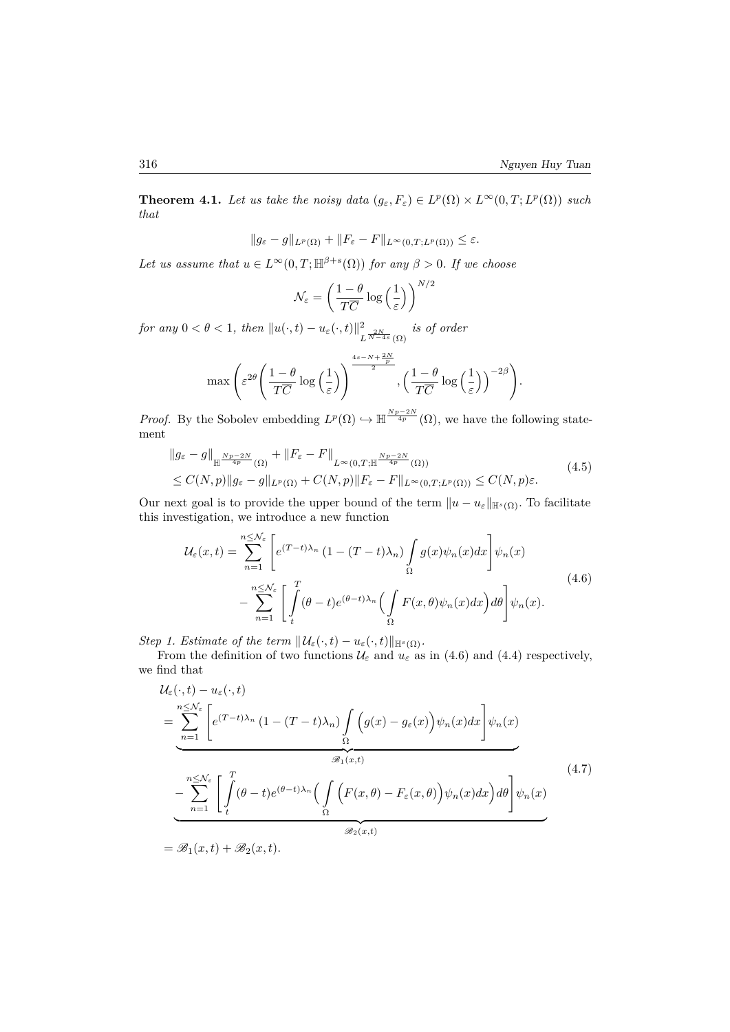**Theorem 4.1.** *Let us take the noisy data $(g_\varepsilon, F_\varepsilon) \in L^p(\Omega) \times L^\infty(0,T;L^p(\Omega))$ such that*

$$\|g_\varepsilon - g\|_{L^p(\Omega)} + \|F_\varepsilon - F\|_{L^\infty(0,T;L^p(\Omega))} \leq \varepsilon.$$

*Let us assume that $u \in L^\infty(0,T;\mathbb{H}^{\beta+s}(\Omega))$ for any $\beta > 0$. If we choose*

$$\mathcal{N}_\varepsilon = \left(\frac{1-\theta}{T\overline{C}} \log\Big(\frac{1}{\varepsilon}\Big)\right)^{N/2}$$

*for any $0 < \theta < 1$, then $\|u(\cdot,t) - u_\varepsilon(\cdot,t)\|^2_{L^{\frac{2N}{N-4s}}(\Omega)}$ is of order*

$$\max\left(\varepsilon^{2\theta}\left(\frac{1-\theta}{T\overline{C}}\log\Big(\frac{1}{\varepsilon}\Big)\right)^{\frac{4s-N+\frac{2N}{p}}{2}}, \Big(\frac{1-\theta}{T\overline{C}}\log\Big(\frac{1}{\varepsilon}\Big)\Big)^{-2\beta}\right).$$

*Proof.* By the Sobolev embedding $L^p(\Omega) \hookrightarrow \mathbb{H}^{\frac{Np-2N}{4p}}(\Omega)$, we have the following statement

$$\begin{aligned}
&\|g_\varepsilon - g\|_{\mathbb{H}^{\frac{Np-2N}{4p}}(\Omega)} + \|F_\varepsilon - F\|_{L^\infty(0,T;\mathbb{H}^{\frac{Np-2N}{4p}}(\Omega))} \\
&\leq C(N,p)\|g_\varepsilon - g\|_{L^p(\Omega)} + C(N,p)\|F_\varepsilon - F\|_{L^\infty(0,T;L^p(\Omega))} \leq C(N,p)\varepsilon.
\end{aligned} \tag{4.5}$$

Our next goal is to provide the upper bound of the term $\|u - u_\varepsilon\|_{\mathbb{H}^s(\Omega)}$. To facilitate this investigation, we introduce a new function

$$\begin{aligned}
\mathcal{U}_\varepsilon(x,t) = &\sum_{n=1}^{n \leq \mathcal{N}_\varepsilon} \left[e^{(T-t)\lambda_n}\left(1-(T-t)\lambda_n\right)\int_\Omega g(x)\psi_n(x)dx\right]\psi_n(x) \\
&- \sum_{n=1}^{n \leq \mathcal{N}_\varepsilon} \left[\int_t^T (\theta - t)e^{(\theta-t)\lambda_n}\Big(\int_\Omega F(x,\theta)\psi_n(x)dx\Big)d\theta\right]\psi_n(x).
\end{aligned} \tag{4.6}$$

*Step 1. Estimate of the term $\|\mathcal{U}_\varepsilon(\cdot,t) - u_\varepsilon(\cdot,t)\|_{\mathbb{H}^s(\Omega)}$.*

From the definition of two functions $\mathcal{U}_\varepsilon$ and $u_\varepsilon$ as in (4.6) and (4.4) respectively, we find that

$$\begin{aligned}
&\mathcal{U}_\varepsilon(\cdot,t) - u_\varepsilon(\cdot,t) \\
&= \underbrace{\sum_{n=1}^{n \leq \mathcal{N}_\varepsilon} \left[e^{(T-t)\lambda_n}\left(1-(T-t)\lambda_n\right)\int_\Omega \Big(g(x) - g_\varepsilon(x)\Big)\psi_n(x)dx\right]\psi_n(x)}_{\mathscr{B}_1(x,t)} \\
&\quad \underbrace{- \sum_{n=1}^{n \leq \mathcal{N}_\varepsilon} \left[\int_t^T (\theta - t)e^{(\theta-t)\lambda_n}\Big(\int_\Omega \Big(F(x,\theta) - F_\varepsilon(x,\theta)\Big)\psi_n(x)dx\Big)d\theta\right]\psi_n(x)}_{\mathscr{B}_2(x,t)} \\
&= \mathscr{B}_1(x,t) + \mathscr{B}_2(x,t).
\end{aligned} \tag{4.7}$$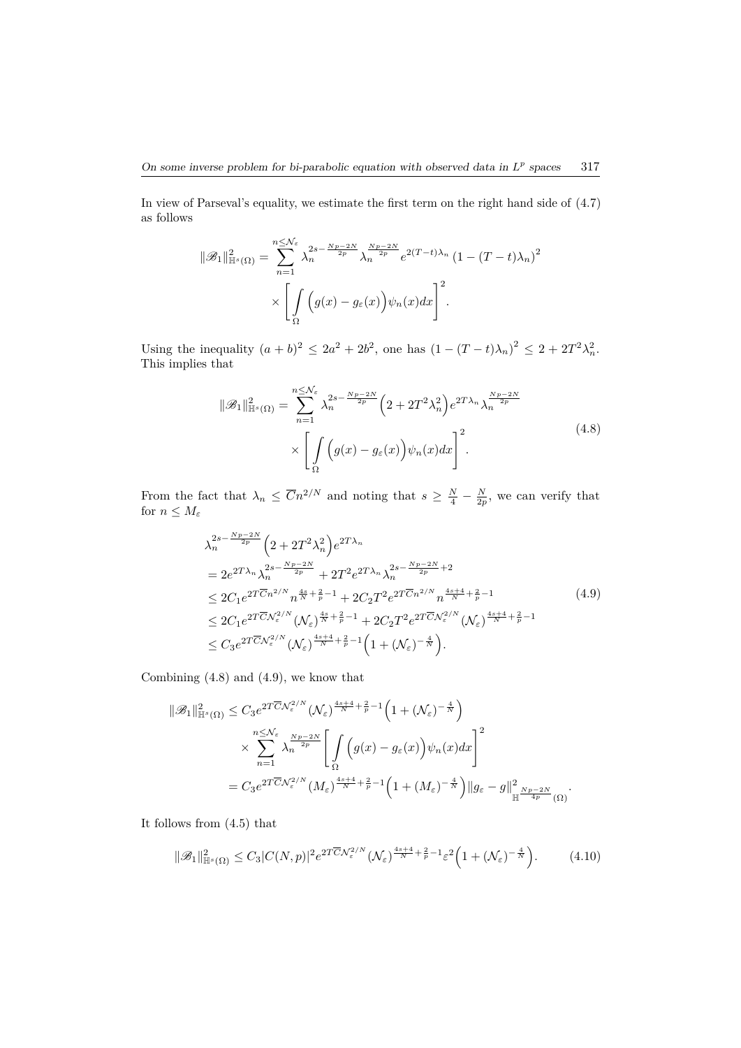In view of Parseval's equality, we estimate the first term on the right hand side of (4.7) as follows

$$
\|\mathscr{B}_1\|^2_{\mathbb{H}^s(\Omega)} = \sum_{n=1}^{n\le \mathcal{N}_\varepsilon} \lambda_n^{2s-\frac{Np-2N}{2p}} \lambda_n^{\frac{Np-2N}{2p}} e^{2(T-t)\lambda_n} \left(1-(T-t)\lambda_n\right)^2 \times \left[ \int_\Omega \Big(g(x)-g_\varepsilon(x)\Big)\psi_n(x)dx \right]^2 .
$$

Using the inequality $(a+b)^2 \le 2a^2+2b^2$, one has $\left(1-(T-t)\lambda_n\right)^2 \le 2+2T^2\lambda_n^2$. This implies that

$$
\|\mathscr{B}_1\|^2_{\mathbb{H}^s(\Omega)} = \sum_{n=1}^{n\le \mathcal{N}_\varepsilon} \lambda_n^{2s-\frac{Np-2N}{2p}} \Big(2+2T^2\lambda_n^2\Big) e^{2T\lambda_n} \lambda_n^{\frac{Np-2N}{2p}} \times \left[ \int_\Omega \Big(g(x)-g_\varepsilon(x)\Big)\psi_n(x)dx \right]^2 . \tag{4.8}
$$

From the fact that $\lambda_n \le \overline{C} n^{2/N}$ and noting that $s \ge \frac{N}{4} - \frac{N}{2p}$, we can verify that for $n \le M_\varepsilon$

$$
\begin{aligned}
&\lambda_n^{2s-\frac{Np-2N}{2p}} \Big(2+2T^2\lambda_n^2\Big) e^{2T\lambda_n} \\
&= 2e^{2T\lambda_n} \lambda_n^{2s-\frac{Np-2N}{2p}} + 2T^2 e^{2T\lambda_n} \lambda_n^{2s-\frac{Np-2N}{2p}+2} \\
&\le 2C_1 e^{2T\overline{C}n^{2/N}} n^{\frac{4s}{N}+\frac{2}{p}-1} + 2C_2 T^2 e^{2T\overline{C}n^{2/N}} n^{\frac{4s+4}{N}+\frac{2}{p}-1} \\
&\le 2C_1 e^{2T\overline{C}\mathcal{N}_\varepsilon^{2/N}} (\mathcal{N}_\varepsilon)^{\frac{4s}{N}+\frac{2}{p}-1} + 2C_2 T^2 e^{2T\overline{C}\mathcal{N}_\varepsilon^{2/N}} (\mathcal{N}_\varepsilon)^{\frac{4s+4}{N}+\frac{2}{p}-1} \\
&\le C_3 e^{2T\overline{C}\mathcal{N}_\varepsilon^{2/N}} (\mathcal{N}_\varepsilon)^{\frac{4s+4}{N}+\frac{2}{p}-1} \Big(1+(\mathcal{N}_\varepsilon)^{-\frac{4}{N}}\Big).
\end{aligned} \tag{4.9}
$$

Combining (4.8) and (4.9), we know that

$$
\begin{aligned}
\|\mathscr{B}_1\|^2_{\mathbb{H}^s(\Omega)} &\le C_3 e^{2T\overline{C}\mathcal{N}_\varepsilon^{2/N}} (\mathcal{N}_\varepsilon)^{\frac{4s+4}{N}+\frac{2}{p}-1} \Big(1+(\mathcal{N}_\varepsilon)^{-\frac{4}{N}}\Big) \\
&\quad \times \sum_{n=1}^{n\le \mathcal{N}_\varepsilon} \lambda_n^{\frac{Np-2N}{2p}} \left[ \int_\Omega \Big(g(x)-g_\varepsilon(x)\Big)\psi_n(x)dx \right]^2 \\
&= C_3 e^{2T\overline{C}\mathcal{N}_\varepsilon^{2/N}} (M_\varepsilon)^{\frac{4s+4}{N}+\frac{2}{p}-1} \Big(1+(M_\varepsilon)^{-\frac{4}{N}}\Big) \|g_\varepsilon - g\|^2_{\mathbb{H}^{\frac{Np-2N}{4p}}(\Omega)} .
\end{aligned}
$$

It follows from (4.5) that

$$
\|\mathscr{B}_1\|^2_{\mathbb{H}^s(\Omega)} \le C_3 |C(N,p)|^2 e^{2T\overline{C}\mathcal{N}_\varepsilon^{2/N}} (\mathcal{N}_\varepsilon)^{\frac{4s+4}{N}+\frac{2}{p}-1} \varepsilon^2 \Big(1+(\mathcal{N}_\varepsilon)^{-\frac{4}{N}}\Big). \tag{4.10}
$$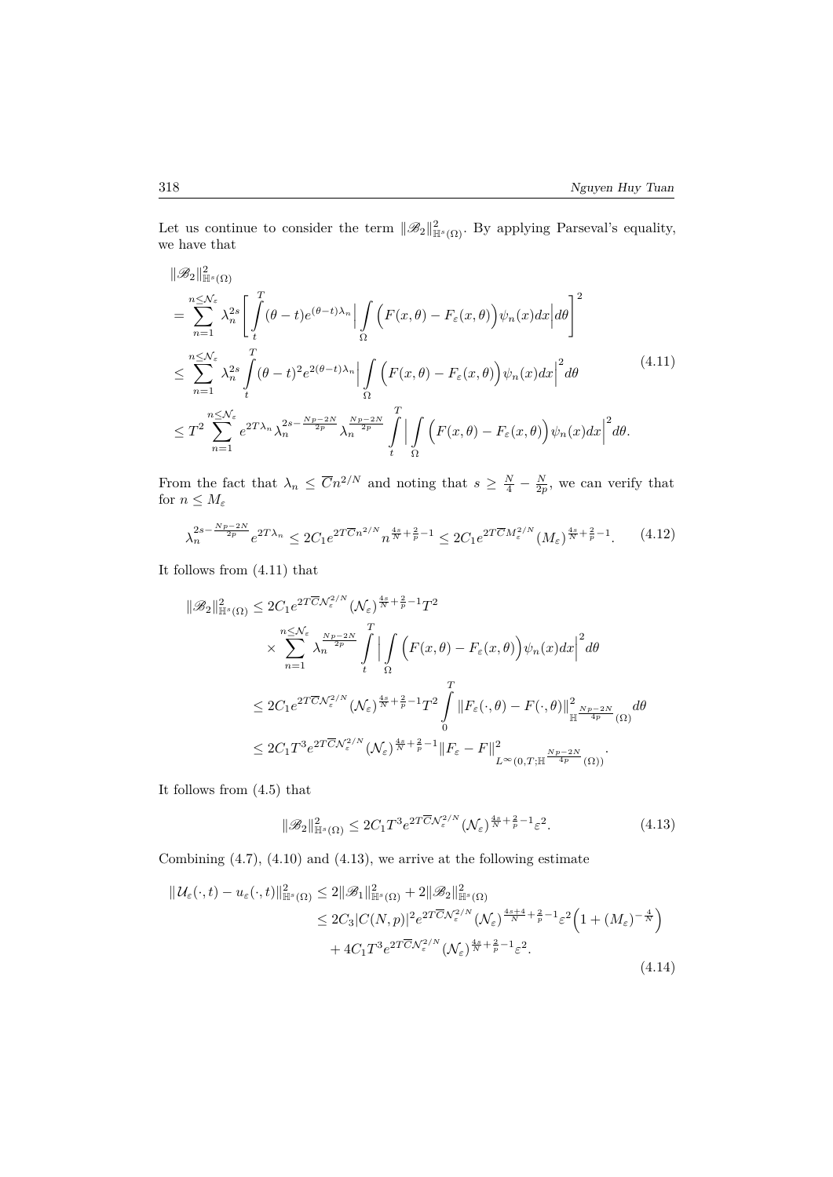Let us continue to consider the term $\|\mathscr{B}_2\|^2_{\mathbb{H}^s(\Omega)}$. By applying Parseval's equality, we have that

$$
\begin{aligned}
&\|\mathscr{B}_2\|^2_{\mathbb{H}^s(\Omega)} \\
&= \sum_{n=1}^{n\le \mathcal{N}_\varepsilon} \lambda_n^{2s}\left[\int_t^T (\theta-t)e^{(\theta-t)\lambda_n}\Big|\int_\Omega \Big(F(x,\theta)-F_\varepsilon(x,\theta)\Big)\psi_n(x)dx\Big|d\theta\right]^2 \\
&\le \sum_{n=1}^{n\le \mathcal{N}_\varepsilon} \lambda_n^{2s}\int_t^T (\theta-t)^2 e^{2(\theta-t)\lambda_n}\Big|\int_\Omega \Big(F(x,\theta)-F_\varepsilon(x,\theta)\Big)\psi_n(x)dx\Big|^2 d\theta \\
&\le T^2\sum_{n=1}^{n\le \mathcal{N}_\varepsilon} e^{2T\lambda_n}\lambda_n^{2s-\frac{Np-2N}{2p}}\lambda_n^{\frac{Np-2N}{2p}}\int_t^T \Big|\int_\Omega \Big(F(x,\theta)-F_\varepsilon(x,\theta)\Big)\psi_n(x)dx\Big|^2 d\theta.
\end{aligned} \tag{4.11}
$$

From the fact that $\lambda_n \le \overline{C}n^{2/N}$ and noting that $s \ge \frac{N}{4}-\frac{N}{2p}$, we can verify that for $n \le M_\varepsilon$

$$
\lambda_n^{2s-\frac{Np-2N}{2p}}e^{2T\lambda_n} \le 2C_1 e^{2T\overline{C}n^{2/N}}n^{\frac{4s}{N}+\frac{2}{p}-1} \le 2C_1 e^{2T\overline{C}M_\varepsilon^{2/N}}(M_\varepsilon)^{\frac{4s}{N}+\frac{2}{p}-1}. \tag{4.12}
$$

It follows from (4.11) that

$$
\begin{aligned}
\|\mathscr{B}_2\|^2_{\mathbb{H}^s(\Omega)} &\le 2C_1 e^{2T\overline{C}\mathcal{N}_\varepsilon^{2/N}}(\mathcal{N}_\varepsilon)^{\frac{4s}{N}+\frac{2}{p}-1}T^2 \\
&\quad\times \sum_{n=1}^{n\le \mathcal{N}_\varepsilon}\lambda_n^{\frac{Np-2N}{2p}}\int_t^T \Big|\int_\Omega \Big(F(x,\theta)-F_\varepsilon(x,\theta)\Big)\psi_n(x)dx\Big|^2 d\theta \\
&\le 2C_1 e^{2T\overline{C}\mathcal{N}_\varepsilon^{2/N}}(\mathcal{N}_\varepsilon)^{\frac{4s}{N}+\frac{2}{p}-1}T^2\int_0^T \|F_\varepsilon(\cdot,\theta)-F(\cdot,\theta)\|^2_{\mathbb{H}^{\frac{Np-2N}{4p}}(\Omega)}d\theta \\
&\le 2C_1 T^3 e^{2T\overline{C}\mathcal{N}_\varepsilon^{2/N}}(\mathcal{N}_\varepsilon)^{\frac{4s}{N}+\frac{2}{p}-1}\|F_\varepsilon-F\|^2_{L^\infty(0,T;\mathbb{H}^{\frac{Np-2N}{4p}}(\Omega))}.
\end{aligned}
$$

It follows from (4.5) that

$$
\|\mathscr{B}_2\|^2_{\mathbb{H}^s(\Omega)} \le 2C_1 T^3 e^{2T\overline{C}\mathcal{N}_\varepsilon^{2/N}}(\mathcal{N}_\varepsilon)^{\frac{4s}{N}+\frac{2}{p}-1}\varepsilon^2. \tag{4.13}
$$

Combining (4.7), (4.10) and (4.13), we arrive at the following estimate

$$
\begin{aligned}
\|\mathcal{U}_\varepsilon(\cdot,t)-u_\varepsilon(\cdot,t)\|^2_{\mathbb{H}^s(\Omega)} &\le 2\|\mathscr{B}_1\|^2_{\mathbb{H}^s(\Omega)} + 2\|\mathscr{B}_2\|^2_{\mathbb{H}^s(\Omega)} \\
&\le 2C_3|C(N,p)|^2 e^{2T\overline{C}\mathcal{N}_\varepsilon^{2/N}}(\mathcal{N}_\varepsilon)^{\frac{4s+4}{N}+\frac{2}{p}-1}\varepsilon^2\Big(1+(M_\varepsilon)^{-\frac{4}{N}}\Big) \\
&\quad + 4C_1 T^3 e^{2T\overline{C}\mathcal{N}_\varepsilon^{2/N}}(\mathcal{N}_\varepsilon)^{\frac{4s}{N}+\frac{2}{p}-1}\varepsilon^2.
\end{aligned} \tag{4.14}
$$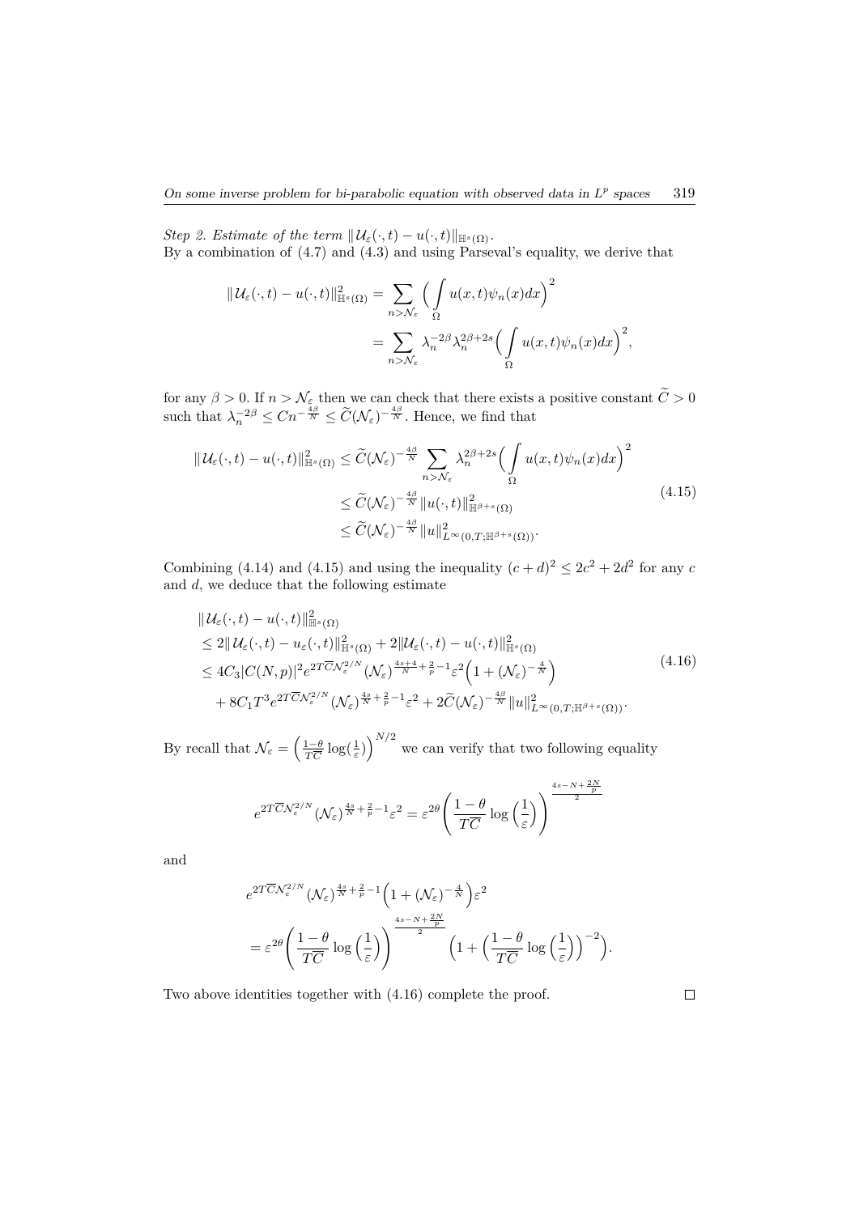*Step 2. Estimate of the term* $\| \mathcal{U}_\varepsilon(\cdot,t) - u(\cdot,t)\|_{\mathbb{H}^s(\Omega)}$.
By a combination of (4.7) and (4.3) and using Parseval's equality, we derive that

$$
\begin{aligned}
\| \mathcal{U}_\varepsilon(\cdot,t) - u(\cdot,t)\|^2_{\mathbb{H}^s(\Omega)} &= \sum_{n>\mathcal{N}_\varepsilon} \Big( \int_\Omega u(x,t)\psi_n(x)dx\Big)^2 \\
&= \sum_{n>\mathcal{N}_\varepsilon} \lambda_n^{-2\beta}\lambda_n^{2\beta+2s}\Big( \int_\Omega u(x,t)\psi_n(x)dx\Big)^2,
\end{aligned}
$$

for any $\beta > 0$. If $n > \mathcal{N}_\varepsilon$ then we can check that there exists a positive constant $\widetilde{C} > 0$ such that $\lambda_n^{-2\beta} \le C n^{-\frac{4\beta}{N}} \le \widetilde{C}(\mathcal{N}_\varepsilon)^{-\frac{4\beta}{N}}$. Hence, we find that

$$
\begin{aligned}
\| \mathcal{U}_\varepsilon(\cdot,t) - u(\cdot,t)\|^2_{\mathbb{H}^s(\Omega)} &\le \widetilde{C}(\mathcal{N}_\varepsilon)^{-\frac{4\beta}{N}} \sum_{n>\mathcal{N}_\varepsilon} \lambda_n^{2\beta+2s}\Big( \int_\Omega u(x,t)\psi_n(x)dx\Big)^2 \\
&\le \widetilde{C}(\mathcal{N}_\varepsilon)^{-\frac{4\beta}{N}} \|u(\cdot,t)\|^2_{\mathbb{H}^{\beta+s}(\Omega)} \\
&\le \widetilde{C}(\mathcal{N}_\varepsilon)^{-\frac{4\beta}{N}} \|u\|^2_{L^\infty(0,T;\mathbb{H}^{\beta+s}(\Omega))}.
\end{aligned} \tag{4.15}
$$

Combining (4.14) and (4.15) and using the inequality $(c+d)^2 \le 2c^2 + 2d^2$ for any $c$ and $d$, we deduce that the following estimate

$$
\begin{aligned}
&\| \mathcal{U}_\varepsilon(\cdot,t) - u(\cdot,t)\|^2_{\mathbb{H}^s(\Omega)} \\
&\le 2\| \mathcal{U}_\varepsilon(\cdot,t) - u_\varepsilon(\cdot,t)\|^2_{\mathbb{H}^s(\Omega)} + 2\|\mathcal{U}_\varepsilon(\cdot,t) - u(\cdot,t)\|^2_{\mathbb{H}^s(\Omega)} \\
&\le 4C_3|C(N,p)|^2 e^{2T\overline{C}\mathcal{N}_\varepsilon^{2/N}}(\mathcal{N}_\varepsilon)^{\frac{4s+4}{N}+\frac{2}{p}-1}\varepsilon^2\Big(1+(\mathcal{N}_\varepsilon)^{-\frac{4}{N}}\Big) \\
&\quad + 8C_1T^3 e^{2T\overline{C}\mathcal{N}_\varepsilon^{2/N}}(\mathcal{N}_\varepsilon)^{\frac{4s}{N}+\frac{2}{p}-1}\varepsilon^2 + 2\widetilde{C}(\mathcal{N}_\varepsilon)^{-\frac{4\beta}{N}}\|u\|^2_{L^\infty(0,T;\mathbb{H}^{\beta+s}(\Omega))}.
\end{aligned} \tag{4.16}
$$

By recall that $\mathcal{N}_\varepsilon = \Big(\frac{1-\theta}{T\overline{C}}\log(\frac{1}{\varepsilon})\Big)^{N/2}$ we can verify that two following equality

$$
e^{2T\overline{C}\mathcal{N}_\varepsilon^{2/N}}(\mathcal{N}_\varepsilon)^{\frac{4s}{N}+\frac{2}{p}-1}\varepsilon^2 = \varepsilon^{2\theta}\Bigg(\frac{1-\theta}{T\overline{C}}\log\Big(\frac{1}{\varepsilon}\Big)\Bigg)^{\frac{4s-N+\frac{2N}{p}}{2}}
$$

and

$$
\begin{aligned}
&e^{2T\overline{C}\mathcal{N}_\varepsilon^{2/N}}(\mathcal{N}_\varepsilon)^{\frac{4s}{N}+\frac{2}{p}-1}\Big(1+(\mathcal{N}_\varepsilon)^{-\frac{4}{N}}\Big)\varepsilon^2 \\
&= \varepsilon^{2\theta}\Bigg(\frac{1-\theta}{T\overline{C}}\log\Big(\frac{1}{\varepsilon}\Big)\Bigg)^{\frac{4s-N+\frac{2N}{p}}{2}}\Big(1+\Big(\frac{1-\theta}{T\overline{C}}\log\Big(\frac{1}{\varepsilon}\Big)\Big)^{-2}\Big).
\end{aligned}
$$

Two above identities together with (4.16) complete the proof. $\square$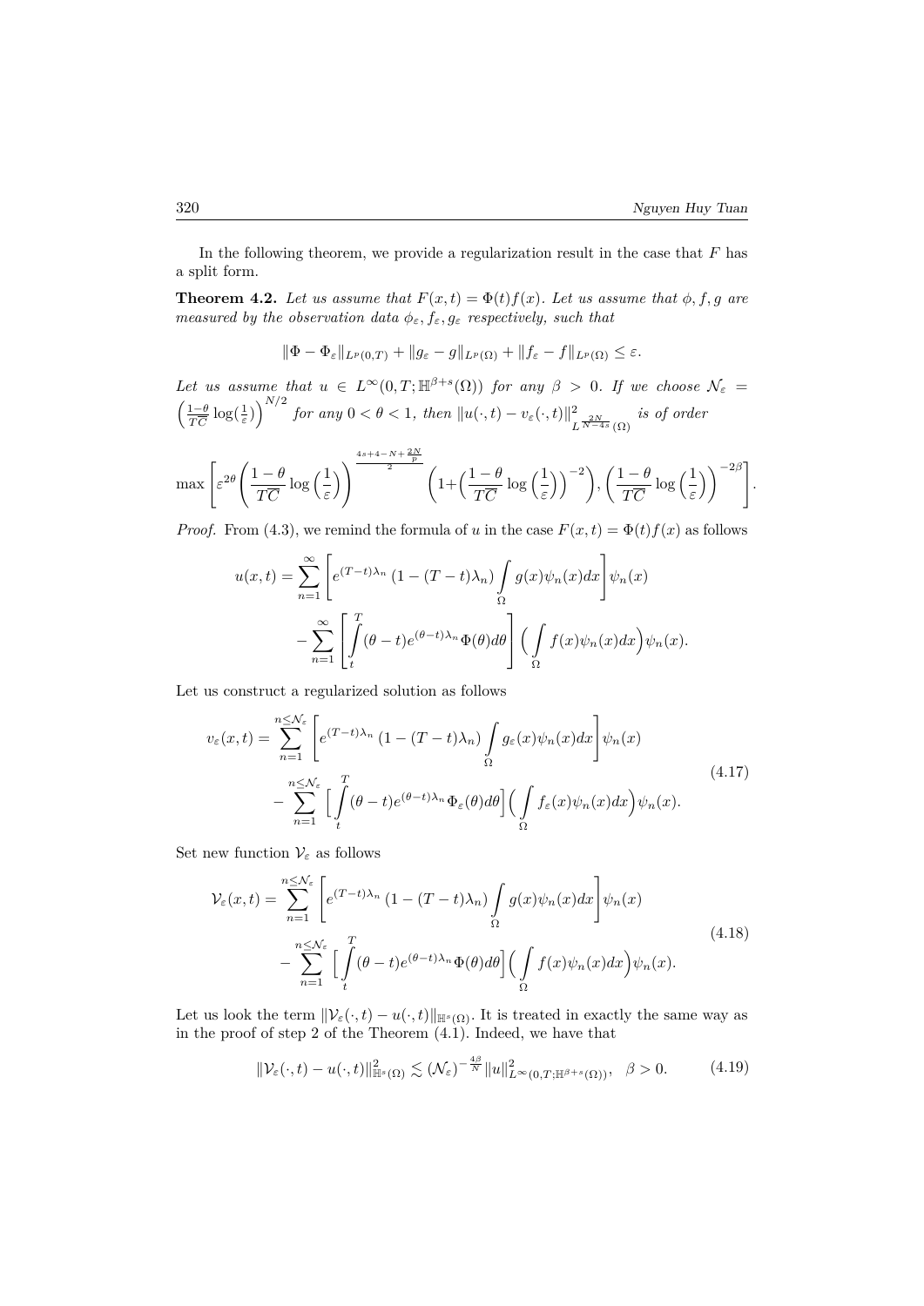In the following theorem, we provide a regularization result in the case that $F$ has a split form.

**Theorem 4.2.** *Let us assume that $F(x,t) = \Phi(t)f(x)$. Let us assume that $\phi, f, g$ are measured by the observation data $\phi_\varepsilon, f_\varepsilon, g_\varepsilon$ respectively, such that*

$$\|\Phi - \Phi_\varepsilon\|_{L^p(0,T)} + \|g_\varepsilon - g\|_{L^p(\Omega)} + \|f_\varepsilon - f\|_{L^p(\Omega)} \leq \varepsilon.$$

*Let us assume that $u \in L^\infty(0,T;\mathbb{H}^{\beta+s}(\Omega))$ for any $\beta > 0$. If we choose $\mathcal{N}_\varepsilon = \left(\frac{1-\theta}{T\overline{C}}\log(\frac{1}{\varepsilon})\right)^{N/2}$ for any $0 < \theta < 1$, then $\|u(\cdot,t) - v_\varepsilon(\cdot,t)\|^2_{L^{\frac{2N}{N-4s}}(\Omega)}$ is of order*

$$\max\left[\varepsilon^{2\theta}\left(\frac{1-\theta}{T\overline{C}}\log\Big(\frac{1}{\varepsilon}\Big)\right)^{\frac{4s+4-N+\frac{2N}{p}}{2}}\left(1+\Big(\frac{1-\theta}{T\overline{C}}\log\Big(\frac{1}{\varepsilon}\Big)\Big)^{-2}\right), \left(\frac{1-\theta}{T\overline{C}}\log\Big(\frac{1}{\varepsilon}\Big)\right)^{-2\beta}\right].$$

*Proof.* From (4.3), we remind the formula of $u$ in the case $F(x,t) = \Phi(t)f(x)$ as follows

$$\begin{aligned}
u(x,t) &= \sum_{n=1}^{\infty}\left[e^{(T-t)\lambda_n}\left(1-(T-t)\lambda_n\right)\int_\Omega g(x)\psi_n(x)dx\right]\psi_n(x) \\
&\quad - \sum_{n=1}^{\infty}\left[\int_t^T(\theta-t)e^{(\theta-t)\lambda_n}\Phi(\theta)d\theta\right]\Big(\int_\Omega f(x)\psi_n(x)dx\Big)\psi_n(x).
\end{aligned}$$

Let us construct a regularized solution as follows

$$\begin{aligned}
v_\varepsilon(x,t) &= \sum_{n=1}^{n\leq\mathcal{N}_\varepsilon}\left[e^{(T-t)\lambda_n}\left(1-(T-t)\lambda_n\right)\int_\Omega g_\varepsilon(x)\psi_n(x)dx\right]\psi_n(x) \\
&\quad - \sum_{n=1}^{n\leq\mathcal{N}_\varepsilon}\Big[\int_t^T(\theta-t)e^{(\theta-t)\lambda_n}\Phi_\varepsilon(\theta)d\theta\Big]\Big(\int_\Omega f_\varepsilon(x)\psi_n(x)dx\Big)\psi_n(x).
\end{aligned} \tag{4.17}$$

Set new function $\mathcal{V}_\varepsilon$ as follows

$$\begin{aligned}
\mathcal{V}_\varepsilon(x,t) &= \sum_{n=1}^{n\leq\mathcal{N}_\varepsilon}\left[e^{(T-t)\lambda_n}\left(1-(T-t)\lambda_n\right)\int_\Omega g(x)\psi_n(x)dx\right]\psi_n(x) \\
&\quad - \sum_{n=1}^{n\leq\mathcal{N}_\varepsilon}\Big[\int_t^T(\theta-t)e^{(\theta-t)\lambda_n}\Phi(\theta)d\theta\Big]\Big(\int_\Omega f(x)\psi_n(x)dx\Big)\psi_n(x).
\end{aligned} \tag{4.18}$$

Let us look the term $\|\mathcal{V}_\varepsilon(\cdot,t) - u(\cdot,t)\|_{\mathbb{H}^s(\Omega)}$. It is treated in exactly the same way as in the proof of step 2 of the Theorem (4.1). Indeed, we have that

$$\|\mathcal{V}_\varepsilon(\cdot,t) - u(\cdot,t)\|^2_{\mathbb{H}^s(\Omega)} \lesssim (\mathcal{N}_\varepsilon)^{-\frac{4\beta}{N}}\|u\|^2_{L^\infty(0,T;\mathbb{H}^{\beta+s}(\Omega))}, \quad \beta > 0. \tag{4.19}$$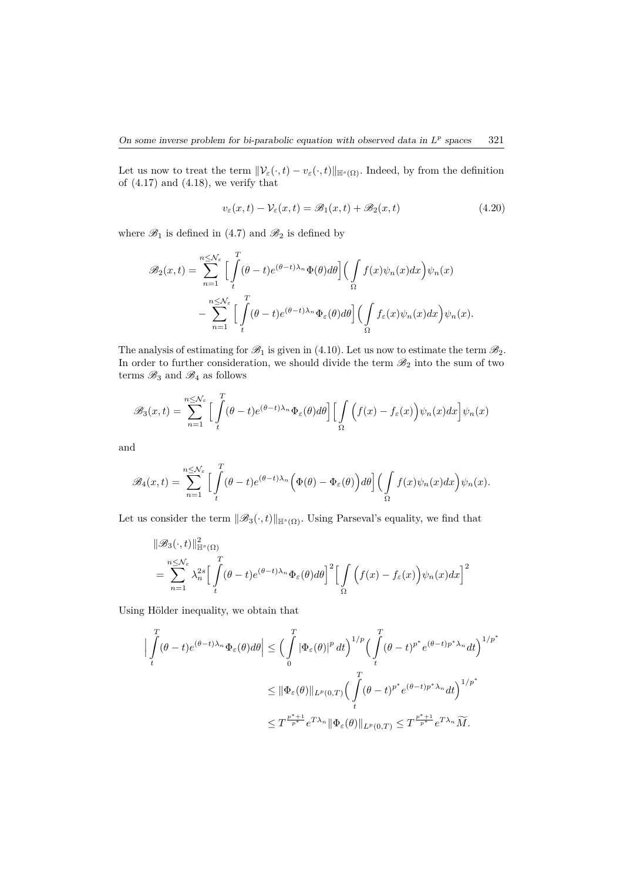Let us now to treat the term $\|\mathcal{V}_\varepsilon(\cdot,t) - v_\varepsilon(\cdot,t)\|_{\mathbb{H}^s(\Omega)}$. Indeed, by from the definition of (4.17) and (4.18), we verify that

$$v_\varepsilon(x,t) - \mathcal{V}_\varepsilon(x,t) = \mathscr{B}_1(x,t) + \mathscr{B}_2(x,t) \tag{4.20}$$

where $\mathscr{B}_1$ is defined in (4.7) and $\mathscr{B}_2$ is defined by

$$\begin{aligned}
\mathscr{B}_2(x,t) = &\sum_{n=1}^{n\leq \mathcal{N}_\varepsilon} \Big[ \int_t^T (\theta - t) e^{(\theta-t)\lambda_n} \Phi(\theta) d\theta \Big] \Big( \int_\Omega f(x)\psi_n(x)dx \Big) \psi_n(x) \\
&- \sum_{n=1}^{n\leq \mathcal{N}_\varepsilon} \Big[ \int_t^T (\theta - t) e^{(\theta-t)\lambda_n} \Phi_\varepsilon(\theta) d\theta \Big] \Big( \int_\Omega f_\varepsilon(x)\psi_n(x)dx \Big) \psi_n(x).
\end{aligned}$$

The analysis of estimating for $\mathscr{B}_1$ is given in (4.10). Let us now to estimate the term $\mathscr{B}_2$. In order to further consideration, we should divide the term $\mathscr{B}_2$ into the sum of two terms $\mathscr{B}_3$ and $\mathscr{B}_4$ as follows

$$\mathscr{B}_3(x,t) = \sum_{n=1}^{n\leq \mathcal{N}_\varepsilon} \Big[ \int_t^T (\theta - t) e^{(\theta-t)\lambda_n} \Phi_\varepsilon(\theta) d\theta \Big] \Big[ \int_\Omega \Big( f(x) - f_\varepsilon(x) \Big) \psi_n(x)dx \Big] \psi_n(x)$$

and

$$\mathscr{B}_4(x,t) = \sum_{n=1}^{n\leq \mathcal{N}_\varepsilon} \Big[ \int_t^T (\theta - t) e^{(\theta-t)\lambda_n} \Big( \Phi(\theta) - \Phi_\varepsilon(\theta) \Big) d\theta \Big] \Big( \int_\Omega f(x)\psi_n(x)dx \Big) \psi_n(x).$$

Let us consider the term $\|\mathscr{B}_3(\cdot,t)\|_{\mathbb{H}^s(\Omega)}$. Using Parseval's equality, we find that

$$\begin{aligned}
&\|\mathscr{B}_3(\cdot,t)\|^2_{\mathbb{H}^s(\Omega)} \\
&= \sum_{n=1}^{n\leq \mathcal{N}_\varepsilon} \lambda_n^{2s} \Big[ \int_t^T (\theta - t) e^{(\theta-t)\lambda_n} \Phi_\varepsilon(\theta) d\theta \Big]^2 \Big[ \int_\Omega \Big( f(x) - f_\varepsilon(x) \Big) \psi_n(x)dx \Big]^2
\end{aligned}$$

Using Hölder inequality, we obtain that

$$\begin{aligned}
\Big| \int_t^T (\theta - t) e^{(\theta-t)\lambda_n} \Phi_\varepsilon(\theta) d\theta \Big| &\leq \Big( \int_0^T |\Phi_\varepsilon(\theta)|^p \, dt \Big)^{1/p} \Big( \int_t^T (\theta-t)^{p^*} e^{(\theta-t)p^*\lambda_n} dt \Big)^{1/p^*} \\
&\leq \|\Phi_\varepsilon(\theta)\|_{L^p(0,T)} \Big( \int_t^T (\theta-t)^{p^*} e^{(\theta-t)p^*\lambda_n} dt \Big)^{1/p^*} \\
&\leq T^{\frac{p^*+1}{p^*}} e^{T\lambda_n} \|\Phi_\varepsilon(\theta)\|_{L^p(0,T)} \leq T^{\frac{p^*+1}{p^*}} e^{T\lambda_n} \widetilde{M}.
\end{aligned}$$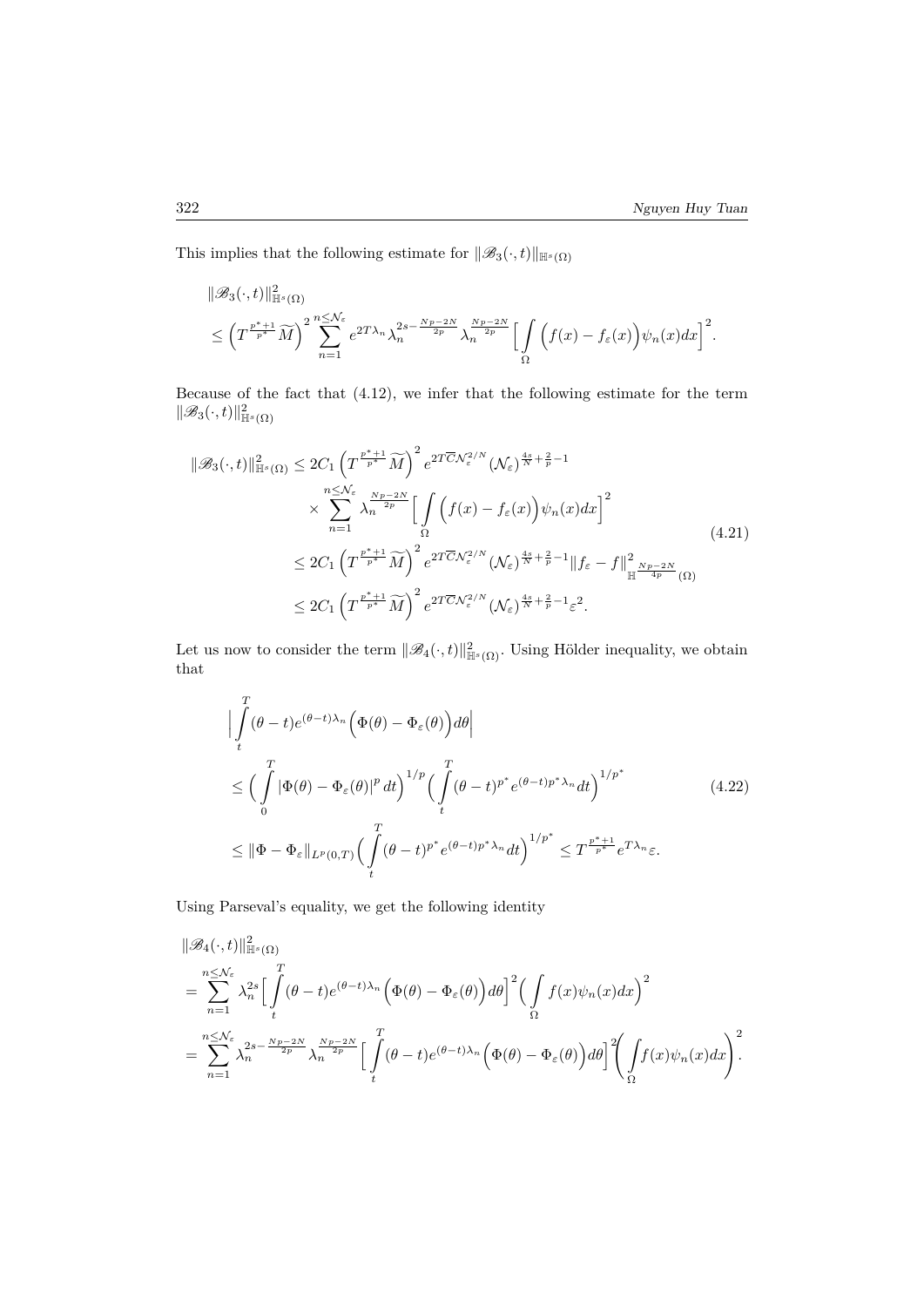This implies that the following estimate for $\|\mathscr{B}_3(\cdot,t)\|_{\mathbb{H}^s(\Omega)}$

$$
\begin{aligned}
&\|\mathscr{B}_3(\cdot,t)\|^2_{\mathbb{H}^s(\Omega)}\\
&\le \Big(T^{\frac{p^*+1}{p^*}}\widetilde{M}\Big)^2 \sum_{n=1}^{n\le \mathcal{N}_\varepsilon} e^{2T\lambda_n}\lambda_n^{2s-\frac{Np-2N}{2p}}\lambda_n^{\frac{Np-2N}{2p}}\Big[\int_\Omega \Big(f(x)-f_\varepsilon(x)\Big)\psi_n(x)dx\Big]^2.
\end{aligned}
$$

Because of the fact that (4.12), we infer that the following estimate for the term $\|\mathscr{B}_3(\cdot,t)\|^2_{\mathbb{H}^s(\Omega)}$

$$
\begin{aligned}
\|\mathscr{B}_3(\cdot,t)\|^2_{\mathbb{H}^s(\Omega)} &\le 2C_1\Big(T^{\frac{p^*+1}{p^*}}\widetilde{M}\Big)^2 e^{2T\overline{C}\mathcal{N}_\varepsilon^{2/N}}(\mathcal{N}_\varepsilon)^{\frac{4s}{N}+\frac{2}{p}-1}\\
&\quad\times \sum_{n=1}^{n\le \mathcal{N}_\varepsilon}\lambda_n^{\frac{Np-2N}{2p}}\Big[\int_\Omega\Big(f(x)-f_\varepsilon(x)\Big)\psi_n(x)dx\Big]^2\\
&\le 2C_1\Big(T^{\frac{p^*+1}{p^*}}\widetilde{M}\Big)^2 e^{2T\overline{C}\mathcal{N}_\varepsilon^{2/N}}(\mathcal{N}_\varepsilon)^{\frac{4s}{N}+\frac{2}{p}-1}\|f_\varepsilon-f\|^2_{\mathbb{H}^{\frac{Np-2N}{4p}}(\Omega)}\\
&\le 2C_1\Big(T^{\frac{p^*+1}{p^*}}\widetilde{M}\Big)^2 e^{2T\overline{C}\mathcal{N}_\varepsilon^{2/N}}(\mathcal{N}_\varepsilon)^{\frac{4s}{N}+\frac{2}{p}-1}\varepsilon^2.
\end{aligned}
\tag{4.21}
$$

Let us now to consider the term $\|\mathscr{B}_4(\cdot,t)\|^2_{\mathbb{H}^s(\Omega)}$. Using Hölder inequality, we obtain that

$$
\begin{aligned}
&\Big|\int_t^T(\theta-t)e^{(\theta-t)\lambda_n}\Big(\Phi(\theta)-\Phi_\varepsilon(\theta)\Big)d\theta\Big|\\
&\le \Big(\int_0^T|\Phi(\theta)-\Phi_\varepsilon(\theta)|^p\,dt\Big)^{1/p}\Big(\int_t^T(\theta-t)^{p^*}e^{(\theta-t)p^*\lambda_n}dt\Big)^{1/p^*}\\
&\le \|\Phi-\Phi_\varepsilon\|_{L^p(0,T)}\Big(\int_t^T(\theta-t)^{p^*}e^{(\theta-t)p^*\lambda_n}dt\Big)^{1/p^*}\le T^{\frac{p^*+1}{p^*}}e^{T\lambda_n}\varepsilon.
\end{aligned}
\tag{4.22}
$$

Using Parseval's equality, we get the following identity

$$
\begin{aligned}
&\|\mathscr{B}_4(\cdot,t)\|^2_{\mathbb{H}^s(\Omega)}\\
&=\sum_{n=1}^{n\le\mathcal{N}_\varepsilon}\lambda_n^{2s}\Big[\int_t^T(\theta-t)e^{(\theta-t)\lambda_n}\Big(\Phi(\theta)-\Phi_\varepsilon(\theta)\Big)d\theta\Big]^2\Big(\int_\Omega f(x)\psi_n(x)dx\Big)^2\\
&=\sum_{n=1}^{n\le\mathcal{N}_\varepsilon}\lambda_n^{2s-\frac{Np-2N}{2p}}\lambda_n^{\frac{Np-2N}{2p}}\Big[\int_t^T(\theta-t)e^{(\theta-t)\lambda_n}\Big(\Phi(\theta)-\Phi_\varepsilon(\theta)\Big)d\theta\Big]^2\bigg(\int_\Omega f(x)\psi_n(x)dx\bigg)^2.
\end{aligned}
$$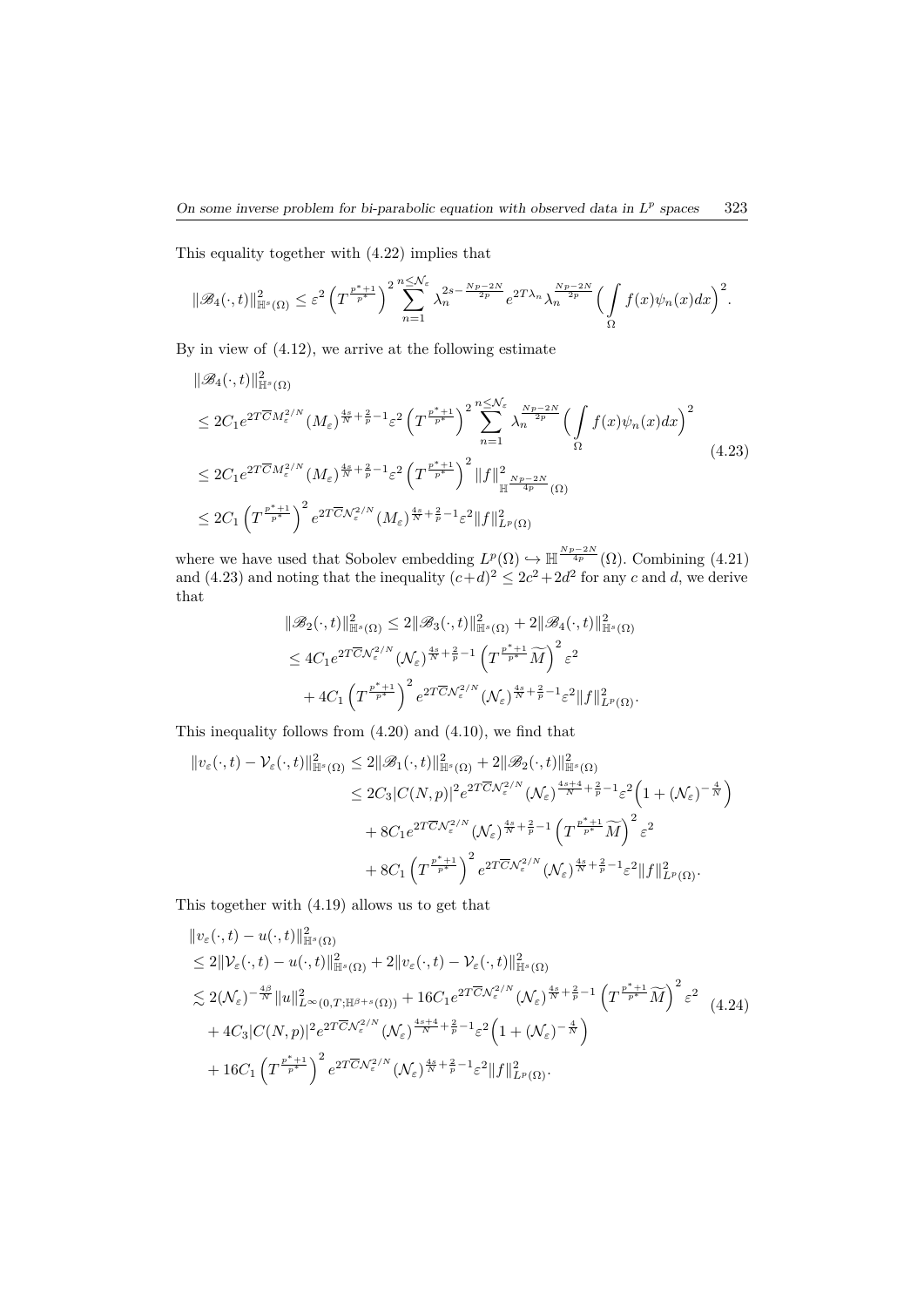This equality together with (4.22) implies that

$$\|\mathscr{B}_4(\cdot,t)\|^2_{\mathbb{H}^s(\Omega)} \le \varepsilon^2 \Big(T^{\frac{p^*+1}{p^*}}\Big)^2 \sum_{n=1}^{n\le\mathcal{N}_\varepsilon} \lambda_n^{2s-\frac{Np-2N}{2p}} e^{2T\lambda_n} \lambda_n^{\frac{Np-2N}{2p}} \Big(\int_\Omega f(x)\psi_n(x)dx\Big)^2.$$

By in view of (4.12), we arrive at the following estimate

$$\begin{aligned}
&\|\mathscr{B}_4(\cdot,t)\|^2_{\mathbb{H}^s(\Omega)} \\
&\le 2C_1 e^{2T\overline{C}M_\varepsilon^{2/N}} (M_\varepsilon)^{\frac{4s}{N}+\frac{2}{p}-1} \varepsilon^2 \Big(T^{\frac{p^*+1}{p^*}}\Big)^2 \sum_{n=1}^{n\le\mathcal{N}_\varepsilon} \lambda_n^{\frac{Np-2N}{2p}} \Big(\int_\Omega f(x)\psi_n(x)dx\Big)^2 \\
&\le 2C_1 e^{2T\overline{C}M_\varepsilon^{2/N}} (M_\varepsilon)^{\frac{4s}{N}+\frac{2}{p}-1} \varepsilon^2 \Big(T^{\frac{p^*+1}{p^*}}\Big)^2 \|f\|^2_{\mathbb{H}^{\frac{Np-2N}{4p}}(\Omega)} \\
&\le 2C_1 \Big(T^{\frac{p^*+1}{p^*}}\Big)^2 e^{2T\overline{C}\mathcal{N}_\varepsilon^{2/N}} (M_\varepsilon)^{\frac{4s}{N}+\frac{2}{p}-1} \varepsilon^2 \|f\|^2_{L^p(\Omega)}
\end{aligned} \tag{4.23}$$

where we have used that Sobolev embedding $L^p(\Omega) \hookrightarrow \mathbb{H}^{\frac{Np-2N}{4p}}(\Omega)$. Combining (4.21) and (4.23) and noting that the inequality $(c+d)^2 \le 2c^2+2d^2$ for any $c$ and $d$, we derive that

$$\begin{aligned}
\|\mathscr{B}_2(\cdot,t)\|^2_{\mathbb{H}^s(\Omega)} &\le 2\|\mathscr{B}_3(\cdot,t)\|^2_{\mathbb{H}^s(\Omega)} + 2\|\mathscr{B}_4(\cdot,t)\|^2_{\mathbb{H}^s(\Omega)} \\
&\le 4C_1 e^{2T\overline{C}\mathcal{N}_\varepsilon^{2/N}} (\mathcal{N}_\varepsilon)^{\frac{4s}{N}+\frac{2}{p}-1} \Big(T^{\frac{p^*+1}{p^*}}\widetilde{M}\Big)^2 \varepsilon^2 \\
&\quad + 4C_1 \Big(T^{\frac{p^*+1}{p^*}}\Big)^2 e^{2T\overline{C}\mathcal{N}_\varepsilon^{2/N}} (\mathcal{N}_\varepsilon)^{\frac{4s}{N}+\frac{2}{p}-1} \varepsilon^2 \|f\|^2_{L^p(\Omega)}.
\end{aligned}$$

This inequality follows from (4.20) and (4.10), we find that

$$\begin{aligned}
\|v_\varepsilon(\cdot,t) - \mathcal{V}_\varepsilon(\cdot,t)\|^2_{\mathbb{H}^s(\Omega)} &\le 2\|\mathscr{B}_1(\cdot,t)\|^2_{\mathbb{H}^s(\Omega)} + 2\|\mathscr{B}_2(\cdot,t)\|^2_{\mathbb{H}^s(\Omega)} \\
&\le 2C_3 |C(N,p)|^2 e^{2T\overline{C}\mathcal{N}_\varepsilon^{2/N}} (\mathcal{N}_\varepsilon)^{\frac{4s+4}{N}+\frac{2}{p}-1} \varepsilon^2 \Big(1 + (\mathcal{N}_\varepsilon)^{-\frac{4}{N}}\Big) \\
&\quad + 8C_1 e^{2T\overline{C}\mathcal{N}_\varepsilon^{2/N}} (\mathcal{N}_\varepsilon)^{\frac{4s}{N}+\frac{2}{p}-1} \Big(T^{\frac{p^*+1}{p^*}}\widetilde{M}\Big)^2 \varepsilon^2 \\
&\quad + 8C_1 \Big(T^{\frac{p^*+1}{p^*}}\Big)^2 e^{2T\overline{C}\mathcal{N}_\varepsilon^{2/N}} (\mathcal{N}_\varepsilon)^{\frac{4s}{N}+\frac{2}{p}-1} \varepsilon^2 \|f\|^2_{L^p(\Omega)}.
\end{aligned}$$

This together with (4.19) allows us to get that

$$\begin{aligned}
&\|v_\varepsilon(\cdot,t) - u(\cdot,t)\|^2_{\mathbb{H}^s(\Omega)} \\
&\le 2\|\mathcal{V}_\varepsilon(\cdot,t) - u(\cdot,t)\|^2_{\mathbb{H}^s(\Omega)} + 2\|v_\varepsilon(\cdot,t) - \mathcal{V}_\varepsilon(\cdot,t)\|^2_{\mathbb{H}^s(\Omega)} \\
&\lesssim 2(\mathcal{N}_\varepsilon)^{-\frac{4\beta}{N}} \|u\|^2_{L^\infty(0,T;\mathbb{H}^{\beta+s}(\Omega))} + 16C_1 e^{2T\overline{C}\mathcal{N}_\varepsilon^{2/N}} (\mathcal{N}_\varepsilon)^{\frac{4s}{N}+\frac{2}{p}-1} \Big(T^{\frac{p^*+1}{p^*}}\widetilde{M}\Big)^2 \varepsilon^2 \\
&\quad + 4C_3 |C(N,p)|^2 e^{2T\overline{C}\mathcal{N}_\varepsilon^{2/N}} (\mathcal{N}_\varepsilon)^{\frac{4s+4}{N}+\frac{2}{p}-1} \varepsilon^2 \Big(1 + (\mathcal{N}_\varepsilon)^{-\frac{4}{N}}\Big) \\
&\quad + 16C_1 \Big(T^{\frac{p^*+1}{p^*}}\Big)^2 e^{2T\overline{C}\mathcal{N}_\varepsilon^{2/N}} (\mathcal{N}_\varepsilon)^{\frac{4s}{N}+\frac{2}{p}-1} \varepsilon^2 \|f\|^2_{L^p(\Omega)}.
\end{aligned} \tag{4.24}$$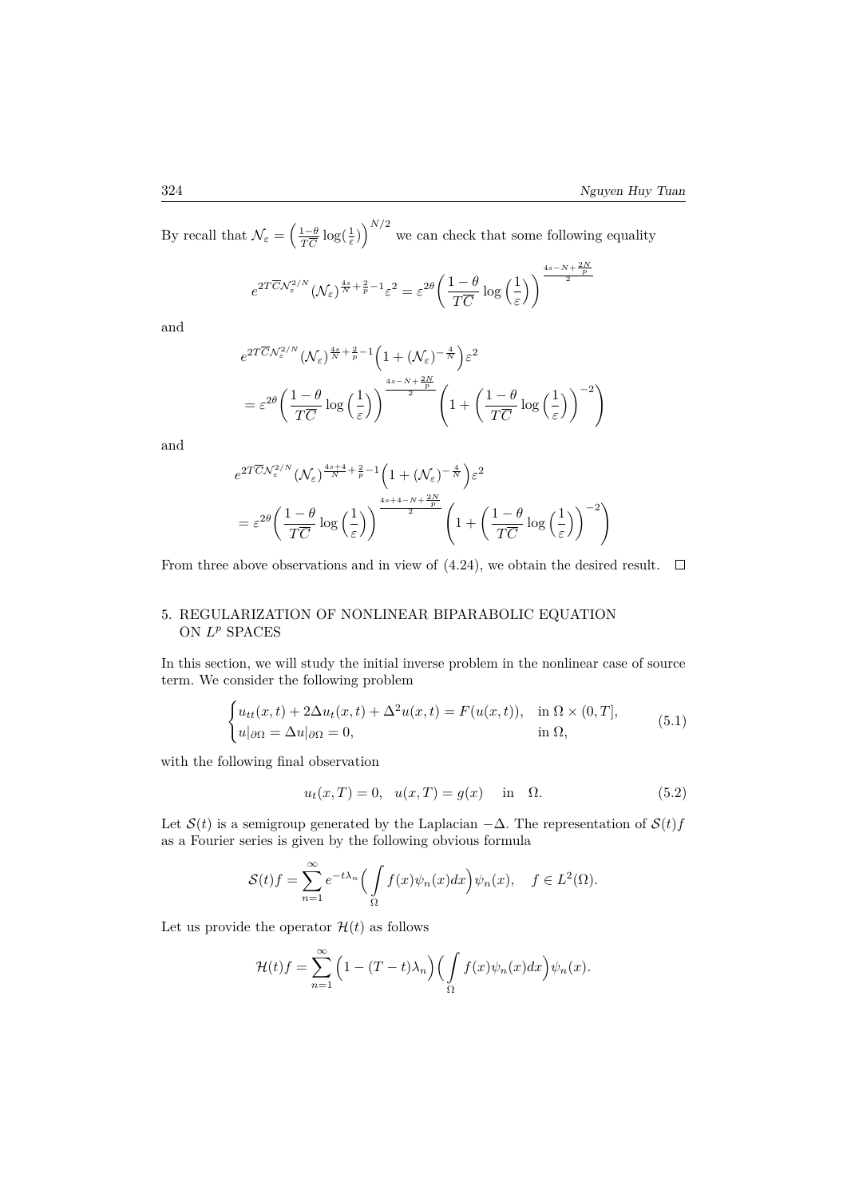By recall that $\mathcal{N}_\varepsilon = \Big(\frac{1-\theta}{T\overline{C}}\log(\frac{1}{\varepsilon})\Big)^{N/2}$ we can check that some following equality

$$
e^{2T\overline{C}\mathcal{N}_\varepsilon^{2/N}}(\mathcal{N}_\varepsilon)^{\frac{4s}{N}+\frac{2}{p}-1}\varepsilon^2 = \varepsilon^{2\theta}\bigg(\frac{1-\theta}{T\overline{C}}\log\Big(\frac{1}{\varepsilon}\Big)\bigg)^{\frac{4s-N+\frac{2N}{p}}{2}}
$$

and

$$
\begin{aligned}
&e^{2T\overline{C}\mathcal{N}_\varepsilon^{2/N}}(\mathcal{N}_\varepsilon)^{\frac{4s}{N}+\frac{2}{p}-1}\Big(1+(\mathcal{N}_\varepsilon)^{-\frac{4}{N}}\Big)\varepsilon^2 \\
&= \varepsilon^{2\theta}\bigg(\frac{1-\theta}{T\overline{C}}\log\Big(\frac{1}{\varepsilon}\Big)\bigg)^{\frac{4s-N+\frac{2N}{p}}{2}}\left(1+\bigg(\frac{1-\theta}{T\overline{C}}\log\Big(\frac{1}{\varepsilon}\Big)\bigg)^{-2}\right)
\end{aligned}
$$

and

$$
\begin{aligned}
&e^{2T\overline{C}\mathcal{N}_\varepsilon^{2/N}}(\mathcal{N}_\varepsilon)^{\frac{4s+4}{N}+\frac{2}{p}-1}\Big(1+(\mathcal{N}_\varepsilon)^{-\frac{4}{N}}\Big)\varepsilon^2 \\
&= \varepsilon^{2\theta}\bigg(\frac{1-\theta}{T\overline{C}}\log\Big(\frac{1}{\varepsilon}\Big)\bigg)^{\frac{4s+4-N+\frac{2N}{p}}{2}}\left(1+\bigg(\frac{1-\theta}{T\overline{C}}\log\Big(\frac{1}{\varepsilon}\Big)\bigg)^{-2}\right)
\end{aligned}
$$

From three above observations and in view of (4.24), we obtain the desired result. $\square$

## 5. REGULARIZATION OF NONLINEAR BIPARABOLIC EQUATION ON $L^p$ SPACES

In this section, we will study the initial inverse problem in the nonlinear case of source term. We consider the following problem

$$
\begin{cases}
u_{tt}(x,t) + 2\Delta u_t(x,t) + \Delta^2 u(x,t) = F(u(x,t)), & \text{in } \Omega\times(0,T], \\
u|_{\partial\Omega} = \Delta u|_{\partial\Omega} = 0, & \text{in } \Omega,
\end{cases}
\tag{5.1}
$$

with the following final observation

$$
u_t(x,T) = 0, \quad u(x,T) = g(x) \quad \text{in} \quad \Omega. \tag{5.2}
$$

Let $\mathcal{S}(t)$ is a semigroup generated by the Laplacian $-\Delta$. The representation of $\mathcal{S}(t)f$ as a Fourier series is given by the following obvious formula

$$
\mathcal{S}(t)f = \sum_{n=1}^{\infty} e^{-t\lambda_n}\Big(\int_\Omega f(x)\psi_n(x)dx\Big)\psi_n(x), \quad f\in L^2(\Omega).
$$

Let us provide the operator $\mathcal{H}(t)$ as follows

$$
\mathcal{H}(t)f = \sum_{n=1}^{\infty}\Big(1-(T-t)\lambda_n\Big)\Big(\int_\Omega f(x)\psi_n(x)dx\Big)\psi_n(x).
$$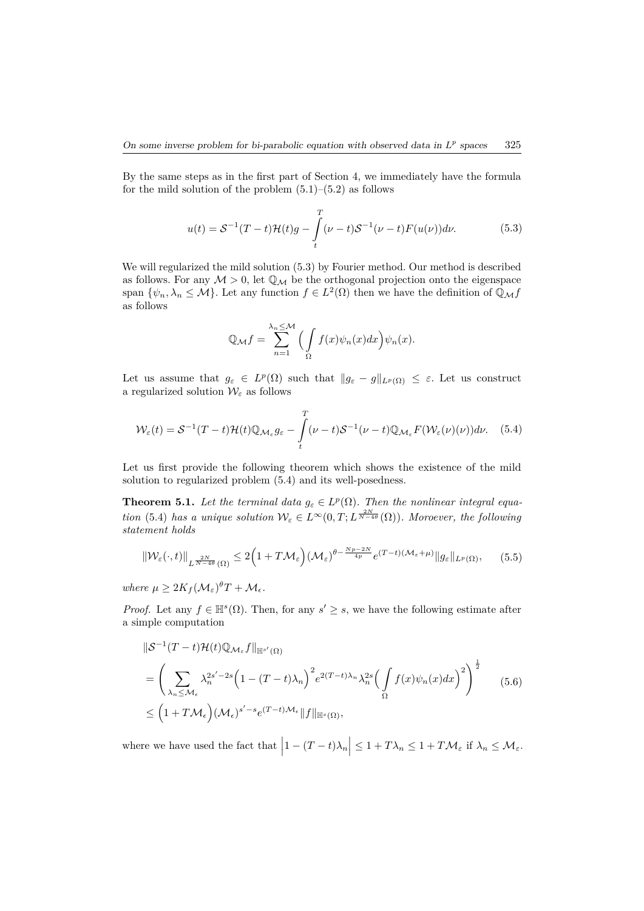By the same steps as in the first part of Section 4, we immediately have the formula for the mild solution of the problem (5.1)–(5.2) as follows

$$u(t) = \mathcal{S}^{-1}(T-t)\mathcal{H}(t)g - \int_t^T (\nu - t)\mathcal{S}^{-1}(\nu - t)F(u(\nu))d\nu. \tag{5.3}$$

We will regularized the mild solution (5.3) by Fourier method. Our method is described as follows. For any $\mathcal{M} > 0$, let $\mathbb{Q}_\mathcal{M}$ be the orthogonal projection onto the eigenspace span $\{\psi_n, \lambda_n \le \mathcal{M}\}$. Let any function $f \in L^2(\Omega)$ then we have the definition of $\mathbb{Q}_\mathcal{M} f$ as follows

$$\mathbb{Q}_\mathcal{M} f = \sum_{n=1}^{\lambda_n \le \mathcal{M}} \Big( \int_\Omega f(x)\psi_n(x)dx \Big)\psi_n(x).$$

Let us assume that $g_\varepsilon \in L^p(\Omega)$ such that $\|g_\varepsilon - g\|_{L^p(\Omega)} \le \varepsilon$. Let us construct a regularized solution $\mathcal{W}_\varepsilon$ as follows

$$\mathcal{W}_\varepsilon(t) = \mathcal{S}^{-1}(T-t)\mathcal{H}(t)\mathbb{Q}_{\mathcal{M}_\varepsilon} g_\varepsilon - \int_t^T (\nu - t)\mathcal{S}^{-1}(\nu - t)\mathbb{Q}_{\mathcal{M}_\varepsilon} F(\mathcal{W}_\varepsilon(\nu)(\nu))d\nu. \tag{5.4}$$

Let us first provide the following theorem which shows the existence of the mild solution to regularized problem (5.4) and its well-posedness.

**Theorem 5.1.** *Let the terminal data $g_\varepsilon \in L^p(\Omega)$. Then the nonlinear integral equation* (5.4) *has a unique solution $\mathcal{W}_\varepsilon \in L^\infty(0,T; L^{\frac{2N}{N-4\theta}}(\Omega))$. Moroever, the following statement holds*

$$\|\mathcal{W}_\varepsilon(\cdot,t)\|_{L^{\frac{2N}{N-4\theta}}(\Omega)} \le 2\Big(1 + T\mathcal{M}_\varepsilon\Big)(\mathcal{M}_\varepsilon)^{\theta - \frac{Np-2N}{4p}} e^{(T-t)(\mathcal{M}_\varepsilon + \mu)} \|g_\varepsilon\|_{L^p(\Omega)}, \tag{5.5}$$

*where $\mu \ge 2K_f(\mathcal{M}_\varepsilon)^\theta T + \mathcal{M}_\epsilon$.*

*Proof.* Let any $f \in \mathbb{H}^s(\Omega)$. Then, for any $s' \ge s$, we have the following estimate after a simple computation

$$\begin{aligned}
&\|\mathcal{S}^{-1}(T-t)\mathcal{H}(t)\mathbb{Q}_{\mathcal{M}_\varepsilon} f\|_{\mathbb{H}^{s'}(\Omega)} \\
&= \Bigg( \sum_{\lambda_n \le \mathcal{M}_\epsilon} \lambda_n^{2s'-2s}\Big(1 - (T-t)\lambda_n\Big)^2 e^{2(T-t)\lambda_n} \lambda_n^{2s} \Big( \int_\Omega f(x)\psi_n(x)dx \Big)^2 \Bigg)^{\frac{1}{2}} \\
&\le \Big(1 + T\mathcal{M}_\epsilon\Big)(\mathcal{M}_\epsilon)^{s'-s} e^{(T-t)\mathcal{M}_\epsilon} \|f\|_{\mathbb{H}^s(\Omega)},
\end{aligned} \tag{5.6}$$

where we have used the fact that $\Big|1 - (T-t)\lambda_n\Big| \le 1 + T\lambda_n \le 1 + T\mathcal{M}_\varepsilon$ if $\lambda_n \le \mathcal{M}_\varepsilon$.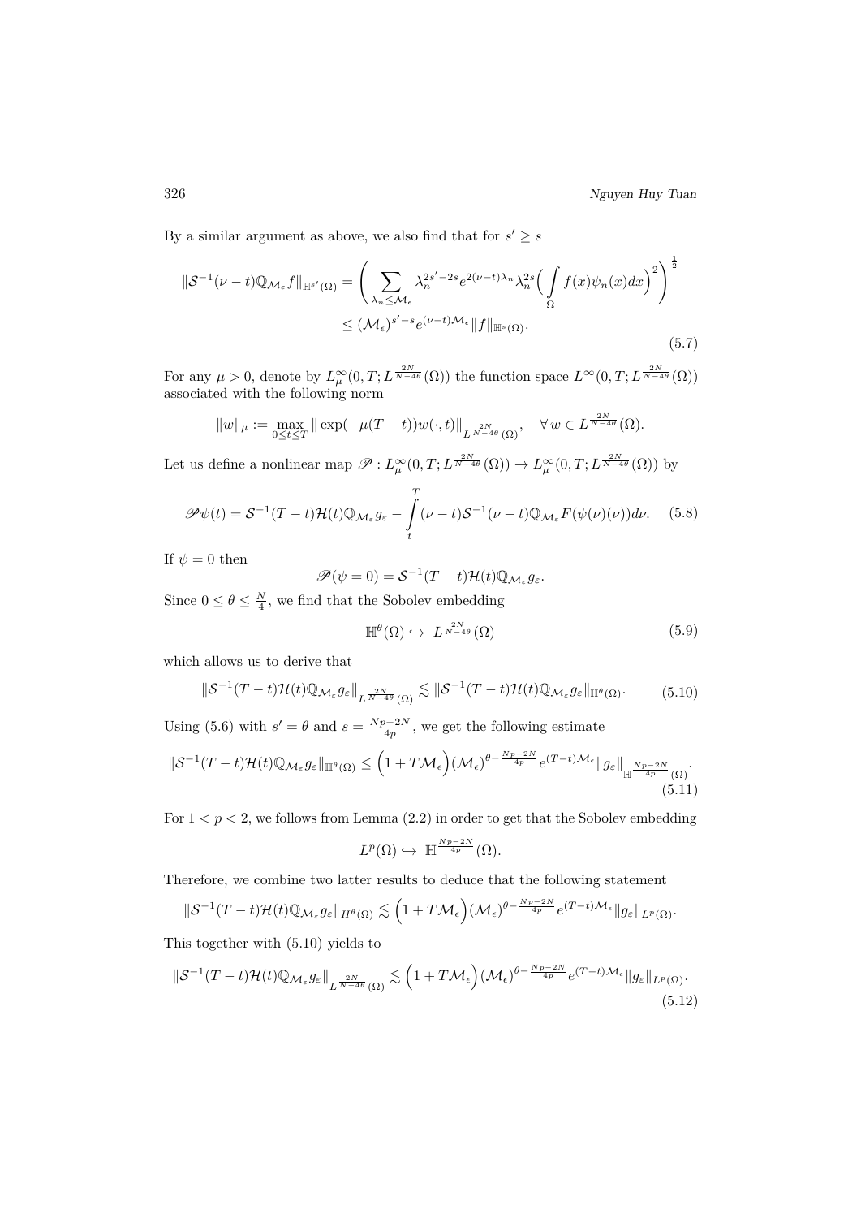By a similar argument as above, we also find that for $s' \geq s$

$$\|\mathcal{S}^{-1}(\nu - t)\mathbb{Q}_{\mathcal{M}_\varepsilon} f\|_{\mathbb{H}^{s'}(\Omega)} = \left( \sum_{\lambda_n \leq \mathcal{M}_\epsilon} \lambda_n^{2s'-2s} e^{2(\nu-t)\lambda_n} \lambda_n^{2s} \Big( \int_\Omega f(x)\psi_n(x)dx \Big)^2 \right)^{\frac{1}{2}}$$
$$\leq (\mathcal{M}_\epsilon)^{s'-s} e^{(\nu-t)\mathcal{M}_\epsilon} \|f\|_{\mathbb{H}^s(\Omega)}. \tag{5.7}$$

For any $\mu > 0$, denote by $L^\infty_\mu(0,T; L^{\frac{2N}{N-4\theta}}(\Omega))$ the function space $L^\infty(0,T; L^{\frac{2N}{N-4\theta}}(\Omega))$ associated with the following norm

$$\|w\|_\mu := \max_{0 \leq t \leq T} \|\exp(-\mu(T-t))w(\cdot,t)\|_{L^{\frac{2N}{N-4\theta}}(\Omega)}, \quad \forall\, w \in L^{\frac{2N}{N-4\theta}}(\Omega).$$

Let us define a nonlinear map $\mathscr{P} : L^\infty_\mu(0,T; L^{\frac{2N}{N-4\theta}}(\Omega)) \to L^\infty_\mu(0,T; L^{\frac{2N}{N-4\theta}}(\Omega))$ by

$$\mathscr{P}\psi(t) = \mathcal{S}^{-1}(T-t)\mathcal{H}(t)\mathbb{Q}_{\mathcal{M}_\varepsilon} g_\varepsilon - \int_t^T (\nu - t)\mathcal{S}^{-1}(\nu - t)\mathbb{Q}_{\mathcal{M}_\varepsilon} F(\psi(\nu)(\nu))d\nu. \tag{5.8}$$

If $\psi = 0$ then

$$\mathscr{P}(\psi = 0) = \mathcal{S}^{-1}(T-t)\mathcal{H}(t)\mathbb{Q}_{\mathcal{M}_\varepsilon} g_\varepsilon.$$

Since $0 \leq \theta \leq \frac{N}{4}$, we find that the Sobolev embedding

$$\mathbb{H}^\theta(\Omega) \hookrightarrow L^{\frac{2N}{N-4\theta}}(\Omega) \tag{5.9}$$

which allows us to derive that

$$\|\mathcal{S}^{-1}(T-t)\mathcal{H}(t)\mathbb{Q}_{\mathcal{M}_\varepsilon} g_\varepsilon\|_{L^{\frac{2N}{N-4\theta}}(\Omega)} \lesssim \|\mathcal{S}^{-1}(T-t)\mathcal{H}(t)\mathbb{Q}_{\mathcal{M}_\varepsilon} g_\varepsilon\|_{\mathbb{H}^\theta(\Omega)}. \tag{5.10}$$

Using (5.6) with $s' = \theta$ and $s = \frac{Np-2N}{4p}$, we get the following estimate

$$\|\mathcal{S}^{-1}(T-t)\mathcal{H}(t)\mathbb{Q}_{\mathcal{M}_\varepsilon} g_\varepsilon\|_{\mathbb{H}^\theta(\Omega)} \leq \Big(1 + T\mathcal{M}_\epsilon\Big)(\mathcal{M}_\epsilon)^{\theta - \frac{Np-2N}{4p}} e^{(T-t)\mathcal{M}_\epsilon} \|g_\varepsilon\|_{\mathbb{H}^{\frac{Np-2N}{4p}}(\Omega)}. \tag{5.11}$$

For $1 < p < 2$, we follows from Lemma (2.2) in order to get that the Sobolev embedding

$$L^p(\Omega) \hookrightarrow \mathbb{H}^{\frac{Np-2N}{4p}}(\Omega).$$

Therefore, we combine two latter results to deduce that the following statement

$$\|\mathcal{S}^{-1}(T-t)\mathcal{H}(t)\mathbb{Q}_{\mathcal{M}_\varepsilon} g_\varepsilon\|_{H^\theta(\Omega)} \lesssim \Big(1 + T\mathcal{M}_\epsilon\Big)(\mathcal{M}_\epsilon)^{\theta - \frac{Np-2N}{4p}} e^{(T-t)\mathcal{M}_\epsilon} \|g_\varepsilon\|_{L^p(\Omega)}.$$

This together with (5.10) yields to

$$\|\mathcal{S}^{-1}(T-t)\mathcal{H}(t)\mathbb{Q}_{\mathcal{M}_\varepsilon} g_\varepsilon\|_{L^{\frac{2N}{N-4\theta}}(\Omega)} \lesssim \Big(1 + T\mathcal{M}_\epsilon\Big)(\mathcal{M}_\epsilon)^{\theta - \frac{Np-2N}{4p}} e^{(T-t)\mathcal{M}_\epsilon} \|g_\varepsilon\|_{L^p(\Omega)}. \tag{5.12}$$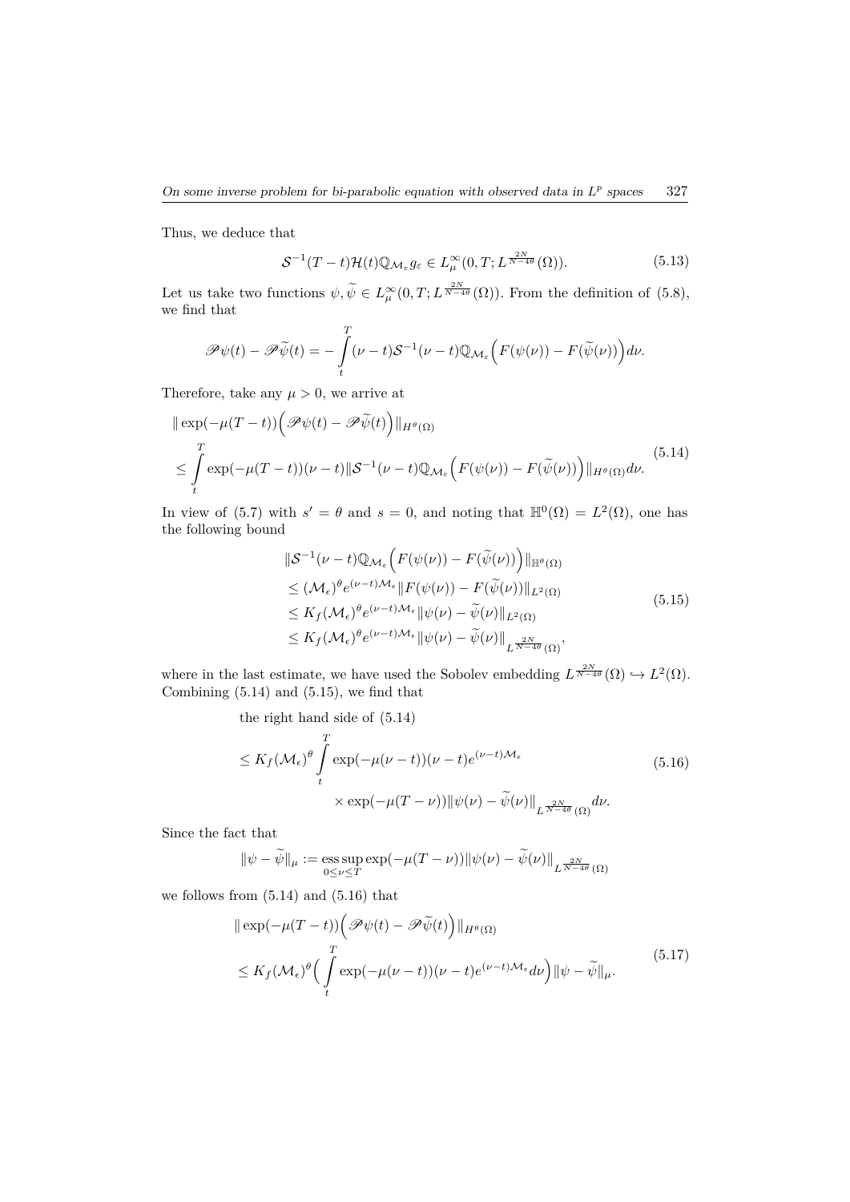Thus, we deduce that

$$\mathcal{S}^{-1}(T-t)\mathcal{H}(t)\mathbb{Q}_{\mathcal{M}_\varepsilon} g_\varepsilon \in L^\infty_\mu(0,T; L^{\frac{2N}{N-4\theta}}(\Omega)). \tag{5.13}$$

Let us take two functions $\psi, \widetilde{\psi} \in L^\infty_\mu(0,T; L^{\frac{2N}{N-4\theta}}(\Omega))$. From the definition of (5.8), we find that

$$\mathscr{P}\psi(t) - \mathscr{P}\widetilde{\psi}(t) = -\int_t^T (\nu - t)\mathcal{S}^{-1}(\nu - t)\mathbb{Q}_{\mathcal{M}_\varepsilon}\Big(F(\psi(\nu)) - F(\widetilde{\psi}(\nu))\Big)d\nu.$$

Therefore, take any $\mu > 0$, we arrive at

$$\begin{aligned}
&\|\exp(-\mu(T-t))\Big(\mathscr{P}\psi(t) - \mathscr{P}\widetilde{\psi}(t)\Big)\|_{H^\theta(\Omega)} \\
&\leq \int_t^T \exp(-\mu(T-t))(\nu - t)\|\mathcal{S}^{-1}(\nu - t)\mathbb{Q}_{\mathcal{M}_\varepsilon}\Big(F(\psi(\nu)) - F(\widetilde{\psi}(\nu))\Big)\|_{H^\theta(\Omega)}d\nu.
\end{aligned} \tag{5.14}$$

In view of (5.7) with $s' = \theta$ and $s = 0$, and noting that $\mathbb{H}^0(\Omega) = L^2(\Omega)$, one has the following bound

$$\begin{aligned}
&\|\mathcal{S}^{-1}(\nu - t)\mathbb{Q}_{\mathcal{M}_\varepsilon}\Big(F(\psi(\nu)) - F(\widetilde{\psi}(\nu))\Big)\|_{\mathbb{H}^\theta(\Omega)} \\
&\leq (\mathcal{M}_\epsilon)^\theta e^{(\nu - t)\mathcal{M}_\epsilon}\|F(\psi(\nu)) - F(\widetilde{\psi}(\nu))\|_{L^2(\Omega)} \\
&\leq K_f(\mathcal{M}_\epsilon)^\theta e^{(\nu - t)\mathcal{M}_\epsilon}\|\psi(\nu) - \widetilde{\psi}(\nu)\|_{L^2(\Omega)} \\
&\leq K_f(\mathcal{M}_\epsilon)^\theta e^{(\nu - t)\mathcal{M}_\epsilon}\|\psi(\nu) - \widetilde{\psi}(\nu)\|_{L^{\frac{2N}{N-4\theta}}(\Omega)},
\end{aligned} \tag{5.15}$$

where in the last estimate, we have used the Sobolev embedding $L^{\frac{2N}{N-4\theta}}(\Omega) \hookrightarrow L^2(\Omega)$. Combining (5.14) and (5.15), we find that

$$\begin{aligned}
&\text{the right hand side of (5.14)} \\
&\leq K_f(\mathcal{M}_\epsilon)^\theta \int_t^T \exp(-\mu(\nu - t))(\nu - t)e^{(\nu - t)\mathcal{M}_\epsilon} \\
&\qquad\qquad \times \exp(-\mu(T-\nu))\|\psi(\nu) - \widetilde{\psi}(\nu)\|_{L^{\frac{2N}{N-4\theta}}(\Omega)}d\nu.
\end{aligned} \tag{5.16}$$

Since the fact that

$$\|\psi - \widetilde{\psi}\|_\mu := \operatorname*{ess\,sup}_{0\leq\nu\leq T} \exp(-\mu(T-\nu))\|\psi(\nu) - \widetilde{\psi}(\nu)\|_{L^{\frac{2N}{N-4\theta}}(\Omega)}$$

we follows from (5.14) and (5.16) that

$$\begin{aligned}
&\|\exp(-\mu(T-t))\Big(\mathscr{P}\psi(t) - \mathscr{P}\widetilde{\psi}(t)\Big)\|_{H^\theta(\Omega)} \\
&\leq K_f(\mathcal{M}_\epsilon)^\theta\Big(\int_t^T \exp(-\mu(\nu - t))(\nu - t)e^{(\nu - t)\mathcal{M}_\epsilon}d\nu\Big)\|\psi - \widetilde{\psi}\|_\mu.
\end{aligned} \tag{5.17}$$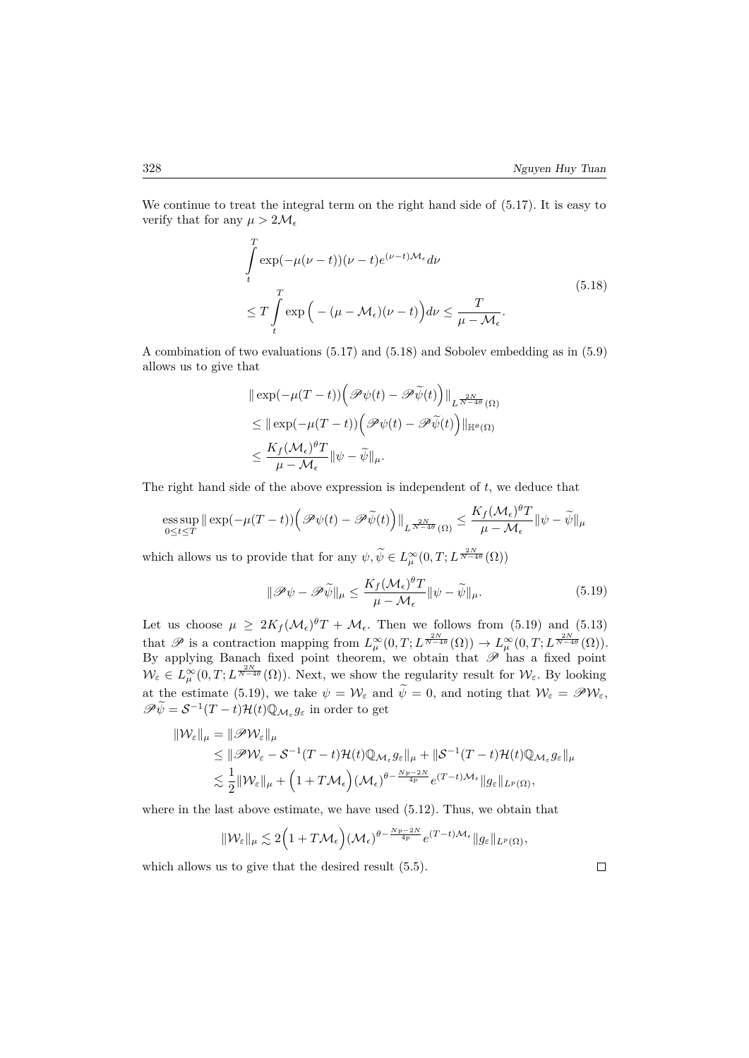We continue to treat the integral term on the right hand side of (5.17). It is easy to verify that for any $\mu > 2\mathcal{M}_\epsilon$

$$
\begin{aligned}
&\int_t^T \exp(-\mu(\nu - t))(\nu - t)e^{(\nu-t)\mathcal{M}_\epsilon} d\nu \\
&\leq T \int_t^T \exp\Big( - (\mu - \mathcal{M}_\epsilon)(\nu - t)\Big) d\nu \leq \frac{T}{\mu - \mathcal{M}_\epsilon}.
\end{aligned} \tag{5.18}
$$

A combination of two evaluations (5.17) and (5.18) and Sobolev embedding as in (5.9) allows us to give that

$$
\begin{aligned}
&\| \exp(-\mu(T-t))\Big( \mathscr{P}\psi(t) - \mathscr{P}\widetilde{\psi}(t)\Big) \|_{L^{\frac{2N}{N-4\theta}}(\Omega)} \\
&\leq \| \exp(-\mu(T-t))\Big( \mathscr{P}\psi(t) - \mathscr{P}\widetilde{\psi}(t)\Big) \|_{\mathbb{H}^\theta(\Omega)} \\
&\leq \frac{K_f(\mathcal{M}_\epsilon)^\theta T}{\mu - \mathcal{M}_\epsilon} \|\psi - \widetilde{\psi}\|_\mu.
\end{aligned}
$$

The right hand side of the above expression is independent of $t$, we deduce that

$$
\operatorname*{ess\,sup}_{0 \leq t \leq T} \| \exp(-\mu(T-t))\Big( \mathscr{P}\psi(t) - \mathscr{P}\widetilde{\psi}(t)\Big) \|_{L^{\frac{2N}{N-4\theta}}(\Omega)} \leq \frac{K_f(\mathcal{M}_\epsilon)^\theta T}{\mu - \mathcal{M}_\epsilon} \|\psi - \widetilde{\psi}\|_\mu
$$

which allows us to provide that for any $\psi, \widetilde{\psi} \in L^\infty_\mu(0,T; L^{\frac{2N}{N-4\theta}}(\Omega))$

$$
\|\mathscr{P}\psi - \mathscr{P}\widetilde{\psi}\|_\mu \leq \frac{K_f(\mathcal{M}_\epsilon)^\theta T}{\mu - \mathcal{M}_\epsilon} \|\psi - \widetilde{\psi}\|_\mu. \tag{5.19}
$$

Let us choose $\mu \geq 2K_f(\mathcal{M}_\epsilon)^\theta T + \mathcal{M}_\epsilon$. Then we follows from (5.19) and (5.13) that $\mathscr{P}$ is a contraction mapping from $L^\infty_\mu(0,T; L^{\frac{2N}{N-4\theta}}(\Omega)) \to L^\infty_\mu(0,T; L^{\frac{2N}{N-4\theta}}(\Omega))$. By applying Banach fixed point theorem, we obtain that $\mathscr{P}$ has a fixed point $\mathcal{W}_\varepsilon \in L^\infty_\mu(0,T; L^{\frac{2N}{N-4\theta}}(\Omega))$. Next, we show the regularity result for $\mathcal{W}_\varepsilon$. By looking at the estimate (5.19), we take $\psi = \mathcal{W}_\varepsilon$ and $\widetilde{\psi} = 0$, and noting that $\mathcal{W}_\varepsilon = \mathscr{P}\mathcal{W}_\varepsilon$, $\mathscr{P}\widetilde{\psi} = \mathcal{S}^{-1}(T-t)\mathcal{H}(t)\mathbb{Q}_{\mathcal{M}_\varepsilon} g_\varepsilon$ in order to get

$$
\begin{aligned}
\|\mathcal{W}_\varepsilon\|_\mu &= \|\mathscr{P}\mathcal{W}_\varepsilon\|_\mu \\
&\leq \|\mathscr{P}\mathcal{W}_\varepsilon - \mathcal{S}^{-1}(T-t)\mathcal{H}(t)\mathbb{Q}_{\mathcal{M}_\varepsilon} g_\varepsilon\|_\mu + \|\mathcal{S}^{-1}(T-t)\mathcal{H}(t)\mathbb{Q}_{\mathcal{M}_\varepsilon} g_\varepsilon\|_\mu \\
&\lesssim \frac{1}{2}\|\mathcal{W}_\varepsilon\|_\mu + \Big(1 + T\mathcal{M}_\epsilon\Big)(\mathcal{M}_\epsilon)^{\theta - \frac{Np-2N}{4p}} e^{(T-t)\mathcal{M}_\epsilon} \|g_\varepsilon\|_{L^p(\Omega)},
\end{aligned}
$$

where in the last above estimate, we have used (5.12). Thus, we obtain that

$$
\|\mathcal{W}_\varepsilon\|_\mu \lesssim 2\Big(1 + T\mathcal{M}_\epsilon\Big)(\mathcal{M}_\epsilon)^{\theta - \frac{Np-2N}{4p}} e^{(T-t)\mathcal{M}_\epsilon} \|g_\varepsilon\|_{L^p(\Omega)},
$$

which allows us to give that the desired result (5.5). $\square$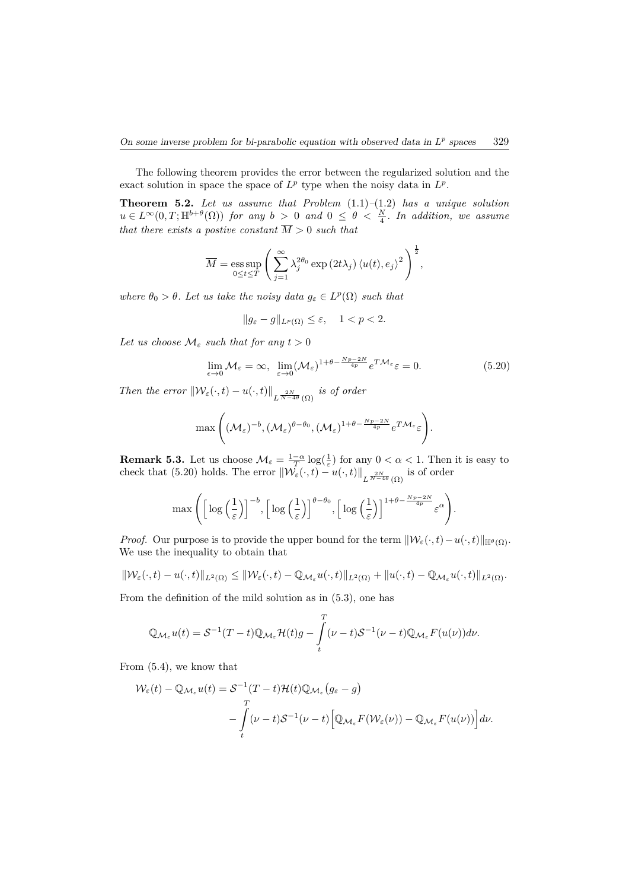The following theorem provides the error between the regularized solution and the exact solution in space the space of $L^p$ type when the noisy data in $L^p$.

**Theorem 5.2.** *Let us assume that Problem* (1.1)–(1.2) *has a unique solution* $u \in L^\infty(0,T;\mathbb{H}^{b+\theta}(\Omega))$ *for any* $b > 0$ *and* $0 \le \theta < \frac{N}{4}$*. In addition, we assume that there exists a postive constant* $\overline{M} > 0$ *such that*

$$\overline{M} = \operatorname*{ess\,sup}_{0\le t\le T} \left( \sum_{j=1}^{\infty} \lambda_j^{2\theta_0} \exp(2t\lambda_j) \langle u(t), e_j\rangle^2 \right)^{\frac{1}{2}},$$

*where* $\theta_0 > \theta$*. Let us take the noisy data* $g_\varepsilon \in L^p(\Omega)$ *such that*

$$\|g_\varepsilon - g\|_{L^p(\Omega)} \le \varepsilon, \quad 1 < p < 2.$$

*Let us choose* $\mathcal{M}_\varepsilon$ *such that for any* $t > 0$

$$\lim_{\epsilon\to 0} \mathcal{M}_\varepsilon = \infty, \;\; \lim_{\varepsilon\to 0} (\mathcal{M}_\varepsilon)^{1+\theta-\frac{Np-2N}{4p}} e^{T\mathcal{M}_\varepsilon}\varepsilon = 0. \tag{5.20}$$

*Then the error* $\|\mathcal{W}_\varepsilon(\cdot,t) - u(\cdot,t)\|_{L^{\frac{2N}{N-4\theta}}(\Omega)}$ *is of order*

$$\max\left( (\mathcal{M}_\varepsilon)^{-b}, (\mathcal{M}_\varepsilon)^{\theta-\theta_0}, (\mathcal{M}_\varepsilon)^{1+\theta-\frac{Np-2N}{4p}} e^{T\mathcal{M}_\varepsilon}\varepsilon \right).$$

**Remark 5.3.** Let us choose $\mathcal{M}_\varepsilon = \frac{1-\alpha}{T}\log(\frac{1}{\varepsilon})$ for any $0 < \alpha < 1$. Then it is easy to check that (5.20) holds. The error $\|\mathcal{W}_\varepsilon(\cdot,t) - u(\cdot,t)\|_{L^{\frac{2N}{N-4\theta}}(\Omega)}$ is of order

$$\max\left( \Big[\log\Big(\frac{1}{\varepsilon}\Big)\Big]^{-b}, \Big[\log\Big(\frac{1}{\varepsilon}\Big)\Big]^{\theta-\theta_0}, \Big[\log\Big(\frac{1}{\varepsilon}\Big)\Big]^{1+\theta-\frac{Np-2N}{4p}} \varepsilon^\alpha \right).$$

*Proof.* Our purpose is to provide the upper bound for the term $\|\mathcal{W}_\varepsilon(\cdot,t) - u(\cdot,t)\|_{\mathbb{H}^\theta(\Omega)}$. We use the inequality to obtain that

$$\|\mathcal{W}_\varepsilon(\cdot,t) - u(\cdot,t)\|_{L^2(\Omega)} \le \|\mathcal{W}_\varepsilon(\cdot,t) - \mathbb{Q}_{\mathcal{M}_\varepsilon} u(\cdot,t)\|_{L^2(\Omega)} + \|u(\cdot,t) - \mathbb{Q}_{\mathcal{M}_\varepsilon} u(\cdot,t)\|_{L^2(\Omega)}.$$

From the definition of the mild solution as in (5.3), one has

$$\mathbb{Q}_{\mathcal{M}_\varepsilon} u(t) = \mathcal{S}^{-1}(T-t)\mathbb{Q}_{\mathcal{M}_\varepsilon}\mathcal{H}(t)g - \int_t^T (\nu - t)\mathcal{S}^{-1}(\nu - t)\mathbb{Q}_{\mathcal{M}_\varepsilon} F(u(\nu))d\nu.$$

From (5.4), we know that

$$\begin{aligned} \mathcal{W}_\varepsilon(t) - \mathbb{Q}_{\mathcal{M}_\varepsilon} u(t) &= \mathcal{S}^{-1}(T-t)\mathcal{H}(t)\mathbb{Q}_{\mathcal{M}_\varepsilon}\big(g_\varepsilon - g\big) \\ &\quad - \int_t^T (\nu - t)\mathcal{S}^{-1}(\nu - t)\Big[\mathbb{Q}_{\mathcal{M}_\varepsilon} F(\mathcal{W}_\varepsilon(\nu)) - \mathbb{Q}_{\mathcal{M}_\varepsilon} F(u(\nu))\Big]d\nu. \end{aligned}$$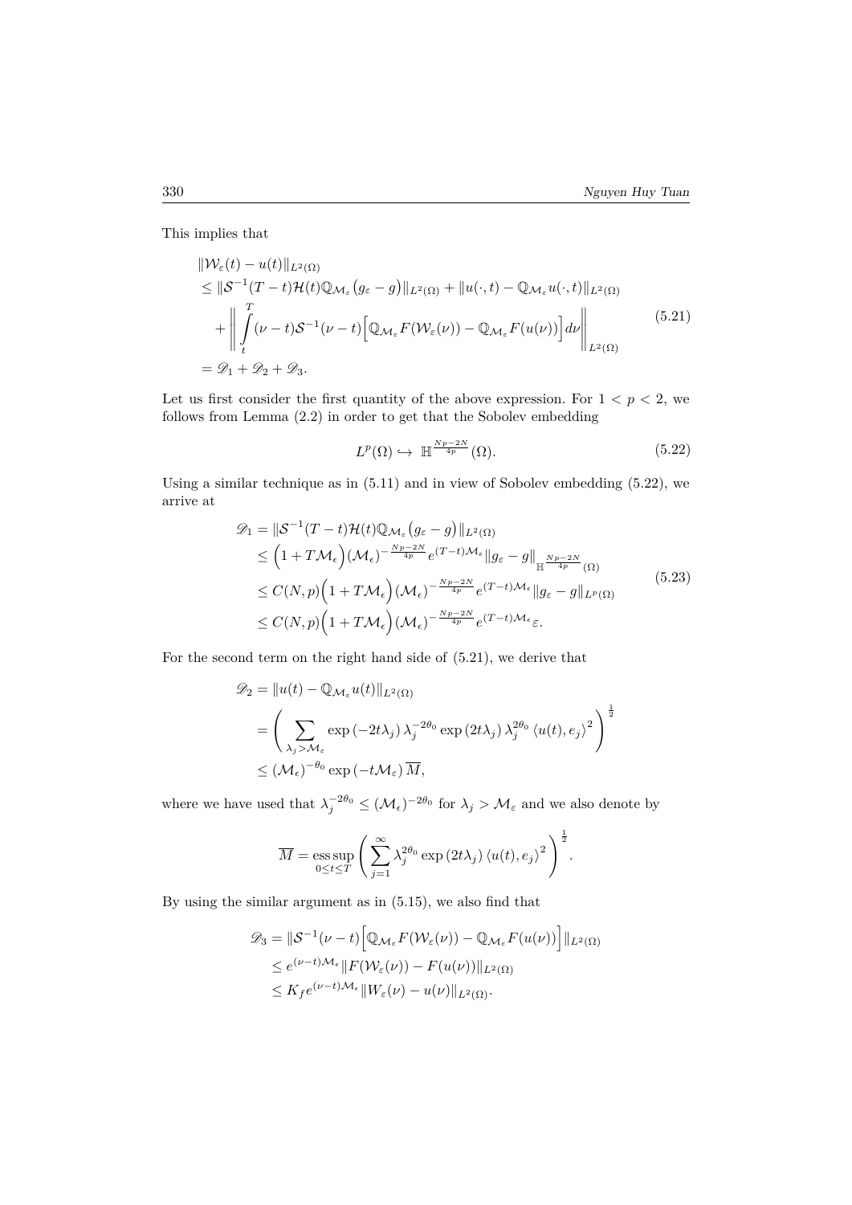This implies that

$$
\begin{aligned}
&\|\mathcal{W}_\varepsilon(t) - u(t)\|_{L^2(\Omega)} \\
&\le \|\mathcal{S}^{-1}(T-t)\mathcal{H}(t)\mathbb{Q}_{\mathcal{M}_\varepsilon}\big(g_\varepsilon - g\big)\|_{L^2(\Omega)} + \|u(\cdot,t) - \mathbb{Q}_{\mathcal{M}_\varepsilon} u(\cdot,t)\|_{L^2(\Omega)} \\
&\quad + \left\| \int_t^T (\nu - t)\mathcal{S}^{-1}(\nu - t)\Big[\mathbb{Q}_{\mathcal{M}_\varepsilon} F(\mathcal{W}_\varepsilon(\nu)) - \mathbb{Q}_{\mathcal{M}_\varepsilon} F(u(\nu))\Big] d\nu \right\|_{L^2(\Omega)} \\
&= \mathscr{D}_1 + \mathscr{D}_2 + \mathscr{D}_3.
\end{aligned}
\tag{5.21}
$$

Let us first consider the first quantity of the above expression. For $1 < p < 2$, we follows from Lemma (2.2) in order to get that the Sobolev embedding

$$
L^p(\Omega) \hookrightarrow \mathbb{H}^{\frac{Np-2N}{4p}}(\Omega). \tag{5.22}
$$

Using a similar technique as in (5.11) and in view of Sobolev embedding (5.22), we arrive at

$$
\begin{aligned}
\mathscr{D}_1 &= \|\mathcal{S}^{-1}(T-t)\mathcal{H}(t)\mathbb{Q}_{\mathcal{M}_\varepsilon}\big(g_\varepsilon - g\big)\|_{L^2(\Omega)} \\
&\le \Big(1 + T\mathcal{M}_\epsilon\Big)(\mathcal{M}_\epsilon)^{-\frac{Np-2N}{4p}} e^{(T-t)\mathcal{M}_\epsilon} \|g_\varepsilon - g\|_{\mathbb{H}^{\frac{Np-2N}{4p}}(\Omega)} \\
&\le C(N,p)\Big(1 + T\mathcal{M}_\epsilon\Big)(\mathcal{M}_\epsilon)^{-\frac{Np-2N}{4p}} e^{(T-t)\mathcal{M}_\epsilon} \|g_\varepsilon - g\|_{L^p(\Omega)} \\
&\le C(N,p)\Big(1 + T\mathcal{M}_\epsilon\Big)(\mathcal{M}_\epsilon)^{-\frac{Np-2N}{4p}} e^{(T-t)\mathcal{M}_\epsilon} \varepsilon.
\end{aligned}
\tag{5.23}
$$

For the second term on the right hand side of (5.21), we derive that

$$
\begin{aligned}
\mathscr{D}_2 &= \|u(t) - \mathbb{Q}_{\mathcal{M}_\varepsilon} u(t)\|_{L^2(\Omega)} \\
&= \left( \sum_{\lambda_j > \mathcal{M}_\varepsilon} \exp\left(-2t\lambda_j\right) \lambda_j^{-2\theta_0} \exp\left(2t\lambda_j\right) \lambda_j^{2\theta_0} \left\langle u(t), e_j \right\rangle^2 \right)^{\frac{1}{2}} \\
&\le (\mathcal{M}_\epsilon)^{-\theta_0} \exp\left(-t\mathcal{M}_\varepsilon\right) \overline{M},
\end{aligned}
$$

where we have used that $\lambda_j^{-2\theta_0} \le (\mathcal{M}_\epsilon)^{-2\theta_0}$ for $\lambda_j > \mathcal{M}_\varepsilon$ and we also denote by

$$
\overline{M} = \operatorname*{ess\,sup}_{0 \le t \le T} \left( \sum_{j=1}^{\infty} \lambda_j^{2\theta_0} \exp\left(2t\lambda_j\right) \left\langle u(t), e_j \right\rangle^2 \right)^{\frac{1}{2}}.
$$

By using the similar argument as in (5.15), we also find that

$$
\begin{aligned}
\mathscr{D}_3 &= \|\mathcal{S}^{-1}(\nu - t)\Big[\mathbb{Q}_{\mathcal{M}_\varepsilon} F(\mathcal{W}_\varepsilon(\nu)) - \mathbb{Q}_{\mathcal{M}_\varepsilon} F(u(\nu))\Big]\|_{L^2(\Omega)} \\
&\le e^{(\nu - t)\mathcal{M}_\epsilon} \|F(\mathcal{W}_\varepsilon(\nu)) - F(u(\nu))\|_{L^2(\Omega)} \\
&\le K_f e^{(\nu - t)\mathcal{M}_\epsilon} \|W_\varepsilon(\nu) - u(\nu)\|_{L^2(\Omega)}.
\end{aligned}
$$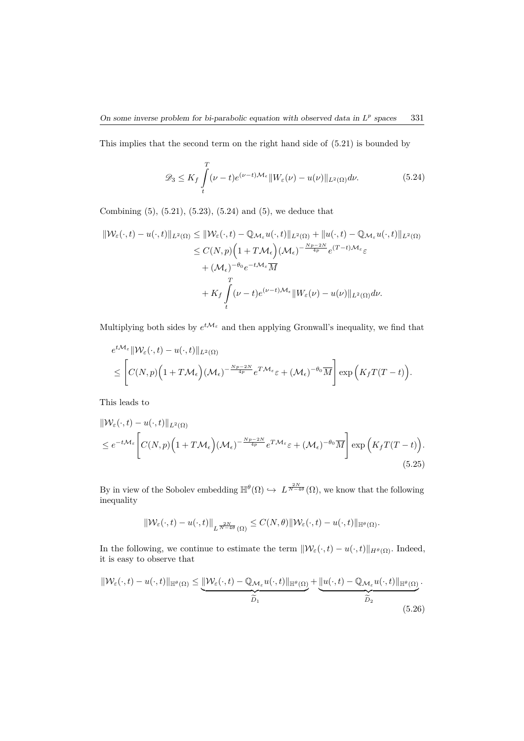This implies that the second term on the right hand side of (5.21) is bounded by

$$\mathscr{D}_3 \le K_f \int_t^T (\nu - t) e^{(\nu - t)\mathcal{M}_\epsilon} \|W_\varepsilon(\nu) - u(\nu)\|_{L^2(\Omega)} d\nu. \tag{5.24}$$

Combining (5), (5.21), (5.23), (5.24) and (5), we deduce that

$$\begin{aligned}
\|\mathcal{W}_\varepsilon(\cdot,t) - u(\cdot,t)\|_{L^2(\Omega)} &\le \|\mathcal{W}_\varepsilon(\cdot,t) - \mathbb{Q}_{\mathcal{M}_\varepsilon} u(\cdot,t)\|_{L^2(\Omega)} + \|u(\cdot,t) - \mathbb{Q}_{\mathcal{M}_\varepsilon} u(\cdot,t)\|_{L^2(\Omega)} \\
&\le C(N,p)\Big(1 + T\mathcal{M}_\epsilon\Big)(\mathcal{M}_\epsilon)^{-\frac{Np-2N}{4p}} e^{(T-t)\mathcal{M}_\varepsilon} \varepsilon \\
&\quad + (\mathcal{M}_\epsilon)^{-\theta_0} e^{-t\mathcal{M}_\varepsilon} \overline{M} \\
&\quad + K_f \int_t^T (\nu - t) e^{(\nu - t)\mathcal{M}_\epsilon} \|W_\varepsilon(\nu) - u(\nu)\|_{L^2(\Omega)} d\nu.
\end{aligned}$$

Multiplying both sides by $e^{t\mathcal{M}_\varepsilon}$ and then applying Gronwall's inequality, we find that

$$\begin{aligned}
& e^{t\mathcal{M}_\varepsilon} \|\mathcal{W}_\varepsilon(\cdot,t) - u(\cdot,t)\|_{L^2(\Omega)} \\
& \le \left[ C(N,p)\Big(1 + T\mathcal{M}_\epsilon\Big)(\mathcal{M}_\epsilon)^{-\frac{Np-2N}{4p}} e^{T\mathcal{M}_\varepsilon} \varepsilon + (\mathcal{M}_\epsilon)^{-\theta_0} \overline{M} \right] \exp\Big(K_f T (T-t)\Big).
\end{aligned}$$

This leads to

$$\begin{aligned}
& \|\mathcal{W}_\varepsilon(\cdot,t) - u(\cdot,t)\|_{L^2(\Omega)} \\
& \le e^{-t\mathcal{M}_\varepsilon} \left[ C(N,p)\Big(1 + T\mathcal{M}_\epsilon\Big)(\mathcal{M}_\epsilon)^{-\frac{Np-2N}{4p}} e^{T\mathcal{M}_\varepsilon} \varepsilon + (\mathcal{M}_\epsilon)^{-\theta_0} \overline{M} \right] \exp\Big(K_f T (T-t)\Big).
\end{aligned} \tag{5.25}$$

By in view of the Sobolev embedding $\mathbb{H}^\theta(\Omega) \hookrightarrow L^{\frac{2N}{N-4\theta}}(\Omega)$, we know that the following inequality

$$\|\mathcal{W}_\varepsilon(\cdot,t) - u(\cdot,t)\|_{L^{\frac{2N}{N-4\theta}}(\Omega)} \le C(N,\theta) \|\mathcal{W}_\varepsilon(\cdot,t) - u(\cdot,t)\|_{\mathbb{H}^\theta(\Omega)}.$$

In the following, we continue to estimate the term $\|\mathcal{W}_\varepsilon(\cdot,t) - u(\cdot,t)\|_{H^\theta(\Omega)}$. Indeed, it is easy to observe that

$$\|\mathcal{W}_\varepsilon(\cdot,t) - u(\cdot,t)\|_{\mathbb{H}^\theta(\Omega)} \le \underbrace{\|\mathcal{W}_\varepsilon(\cdot,t) - \mathbb{Q}_{\mathcal{M}_\varepsilon} u(\cdot,t)\|_{\mathbb{H}^\theta(\Omega)}}_{\widetilde{D}_1} + \underbrace{\|u(\cdot,t) - \mathbb{Q}_{\mathcal{M}_\varepsilon} u(\cdot,t)\|_{\mathbb{H}^\theta(\Omega)}}_{\widetilde{D}_2}. \tag{5.26}$$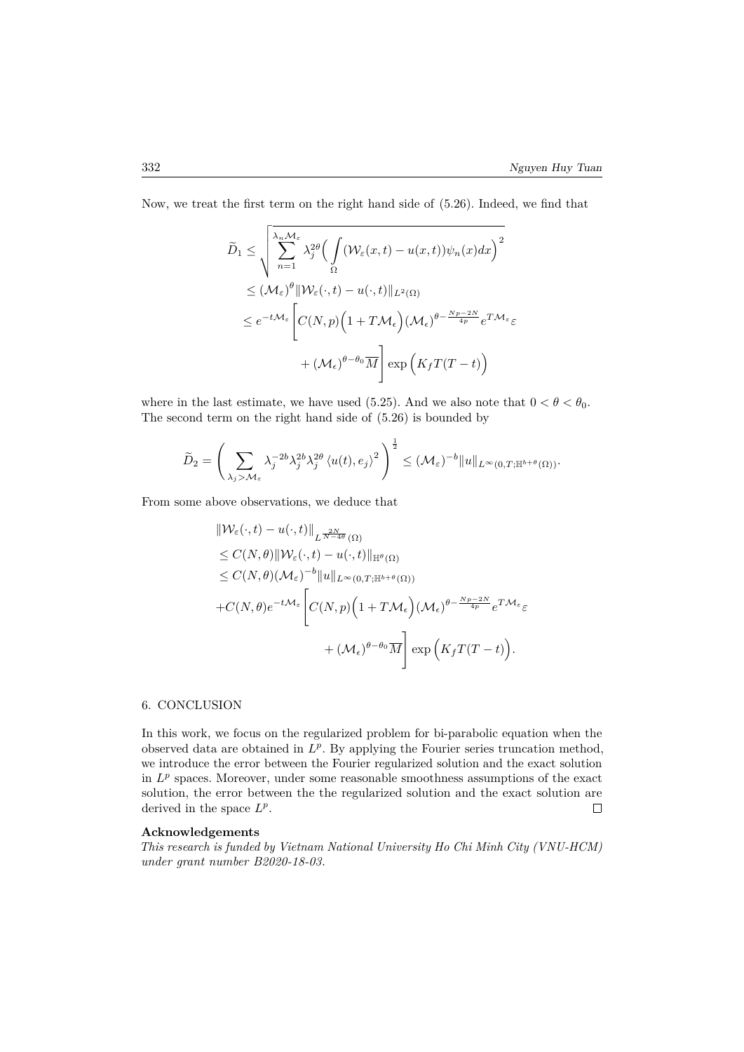Now, we treat the first term on the right hand side of (5.26). Indeed, we find that

$$
\begin{aligned}
\widetilde{D}_1 &\leq \sqrt{\sum_{n=1}^{\lambda_n \mathcal{M}_\varepsilon} \lambda_j^{2\theta} \Big( \int_\Omega (\mathcal{W}_\varepsilon(x,t) - u(x,t)) \psi_n(x) dx \Big)^2} \\
&\leq (\mathcal{M}_\varepsilon)^\theta \| \mathcal{W}_\varepsilon(\cdot,t) - u(\cdot,t) \|_{L^2(\Omega)} \\
&\leq e^{-t\mathcal{M}_\varepsilon} \Bigg[ C(N,p) \Big( 1 + T\mathcal{M}_\epsilon \Big) (\mathcal{M}_\epsilon)^{\theta - \frac{Np-2N}{4p}} e^{T\mathcal{M}_\varepsilon} \varepsilon \\
&\qquad + (\mathcal{M}_\epsilon)^{\theta - \theta_0} \overline{M} \Bigg] \exp\Big( K_f T(T-t) \Big)
\end{aligned}
$$

where in the last estimate, we have used (5.25). And we also note that $0 < \theta < \theta_0$. The second term on the right hand side of (5.26) is bounded by

$$
\widetilde{D}_2 = \left( \sum_{\lambda_j > \mathcal{M}_\varepsilon} \lambda_j^{-2b} \lambda_j^{2b} \lambda_j^{2\theta} \left\langle u(t), e_j \right\rangle^2 \right)^{\frac{1}{2}} \leq (\mathcal{M}_\varepsilon)^{-b} \|u\|_{L^\infty(0,T;\mathbb{H}^{b+\theta}(\Omega))}.
$$

From some above observations, we deduce that

$$
\begin{aligned}
&\| \mathcal{W}_\varepsilon(\cdot,t) - u(\cdot,t) \|_{L^{\frac{2N}{N-4\theta}}(\Omega)} \\
&\leq C(N,\theta) \| \mathcal{W}_\varepsilon(\cdot,t) - u(\cdot,t) \|_{\mathbb{H}^\theta(\Omega)} \\
&\leq C(N,\theta) (\mathcal{M}_\varepsilon)^{-b} \|u\|_{L^\infty(0,T;\mathbb{H}^{b+\theta}(\Omega))} \\
&+ C(N,\theta) e^{-t\mathcal{M}_\varepsilon} \Bigg[ C(N,p) \Big( 1 + T\mathcal{M}_\epsilon \Big) (\mathcal{M}_\epsilon)^{\theta - \frac{Np-2N}{4p}} e^{T\mathcal{M}_\varepsilon} \varepsilon \\
&\qquad + (\mathcal{M}_\epsilon)^{\theta - \theta_0} \overline{M} \Bigg] \exp\Big( K_f T(T-t) \Big).
\end{aligned}
$$

## 6. CONCLUSION

In this work, we focus on the regularized problem for bi-parabolic equation when the observed data are obtained in $L^p$. By applying the Fourier series truncation method, we introduce the error between the Fourier regularized solution and the exact solution in $L^p$ spaces. Moreover, under some reasonable smoothness assumptions of the exact solution, the error between the the regularized solution and the exact solution are derived in the space $L^p$. $\square$

**Acknowledgements**

*This research is funded by Vietnam National University Ho Chi Minh City (VNU-HCM) under grant number B2020-18-03.*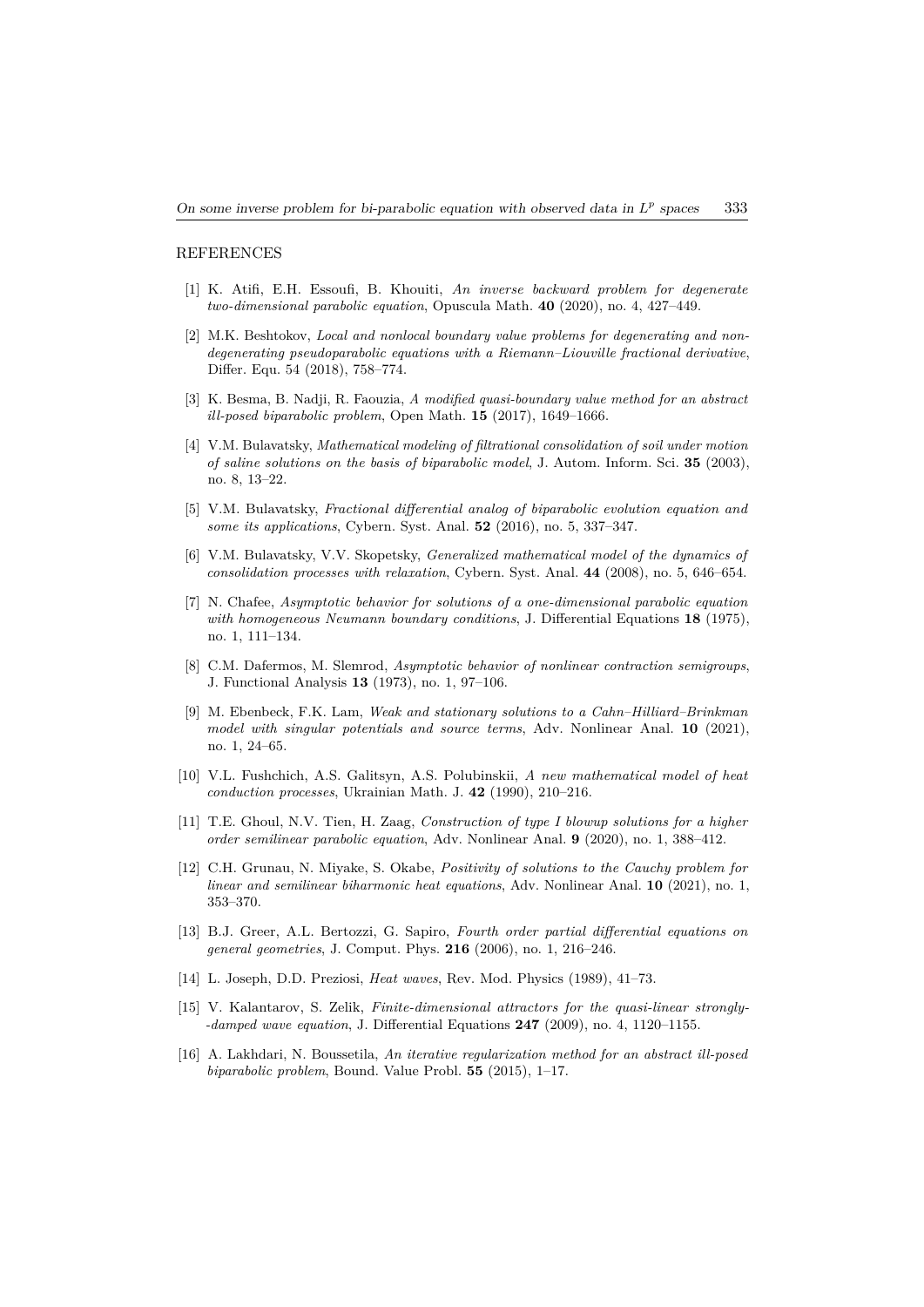## REFERENCES

[1] K. Atifi, E.H. Essoufi, B. Khouiti, *An inverse backward problem for degenerate two-dimensional parabolic equation*, Opuscula Math. **40** (2020), no. 4, 427–449.

[2] M.K. Beshtokov, *Local and nonlocal boundary value problems for degenerating and nondegenerating pseudoparabolic equations with a Riemann–Liouville fractional derivative*, Differ. Equ. 54 (2018), 758–774.

[3] K. Besma, B. Nadji, R. Faouzia, *A modified quasi-boundary value method for an abstract ill-posed biparabolic problem*, Open Math. **15** (2017), 1649–1666.

[4] V.M. Bulavatsky, *Mathematical modeling of filtrational consolidation of soil under motion of saline solutions on the basis of biparabolic model*, J. Autom. Inform. Sci. **35** (2003), no. 8, 13–22.

[5] V.M. Bulavatsky, *Fractional differential analog of biparabolic evolution equation and some its applications*, Cybern. Syst. Anal. **52** (2016), no. 5, 337–347.

[6] V.M. Bulavatsky, V.V. Skopetsky, *Generalized mathematical model of the dynamics of consolidation processes with relaxation*, Cybern. Syst. Anal. **44** (2008), no. 5, 646–654.

[7] N. Chafee, *Asymptotic behavior for solutions of a one-dimensional parabolic equation with homogeneous Neumann boundary conditions*, J. Differential Equations **18** (1975), no. 1, 111–134.

[8] C.M. Dafermos, M. Slemrod, *Asymptotic behavior of nonlinear contraction semigroups*, J. Functional Analysis **13** (1973), no. 1, 97–106.

[9] M. Ebenbeck, F.K. Lam, *Weak and stationary solutions to a Cahn–Hilliard–Brinkman model with singular potentials and source terms*, Adv. Nonlinear Anal. **10** (2021), no. 1, 24–65.

[10] V.L. Fushchich, A.S. Galitsyn, A.S. Polubinskii, *A new mathematical model of heat conduction processes*, Ukrainian Math. J. **42** (1990), 210–216.

[11] T.E. Ghoul, N.V. Tien, H. Zaag, *Construction of type I blowup solutions for a higher order semilinear parabolic equation*, Adv. Nonlinear Anal. **9** (2020), no. 1, 388–412.

[12] C.H. Grunau, N. Miyake, S. Okabe, *Positivity of solutions to the Cauchy problem for linear and semilinear biharmonic heat equations*, Adv. Nonlinear Anal. **10** (2021), no. 1, 353–370.

[13] B.J. Greer, A.L. Bertozzi, G. Sapiro, *Fourth order partial differential equations on general geometries*, J. Comput. Phys. **216** (2006), no. 1, 216–246.

[14] L. Joseph, D.D. Preziosi, *Heat waves*, Rev. Mod. Physics (1989), 41–73.

[15] V. Kalantarov, S. Zelik, *Finite-dimensional attractors for the quasi-linear strongly--damped wave equation*, J. Differential Equations **247** (2009), no. 4, 1120–1155.

[16] A. Lakhdari, N. Boussetila, *An iterative regularization method for an abstract ill-posed biparabolic problem*, Bound. Value Probl. **55** (2015), 1–17.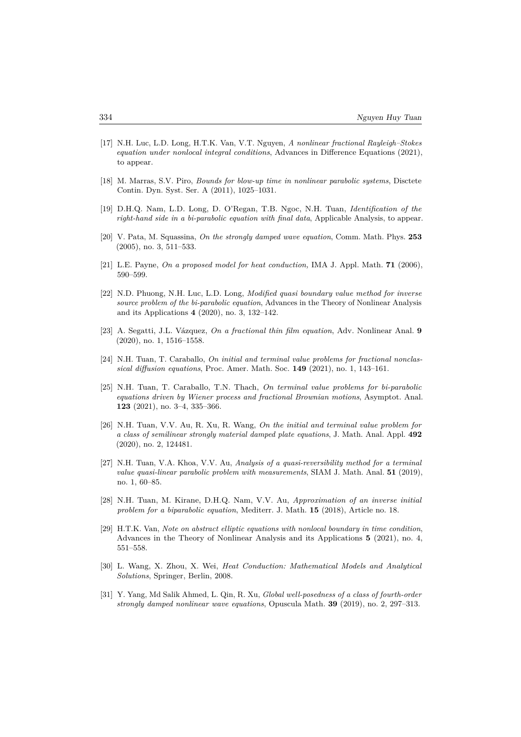[17] N.H. Luc, L.D. Long, H.T.K. Van, V.T. Nguyen, *A nonlinear fractional Rayleigh–Stokes equation under nonlocal integral conditions*, Advances in Difference Equations (2021), to appear.

[18] M. Marras, S.V. Piro, *Bounds for blow-up time in nonlinear parabolic systems*, Disctete Contin. Dyn. Syst. Ser. A (2011), 1025–1031.

[19] D.H.Q. Nam, L.D. Long, D. O'Regan, T.B. Ngoc, N.H. Tuan, *Identification of the right-hand side in a bi-parabolic equation with final data*, Applicable Analysis, to appear.

[20] V. Pata, M. Squassina, *On the strongly damped wave equation*, Comm. Math. Phys. **253** (2005), no. 3, 511–533.

[21] L.E. Payne, *On a proposed model for heat conduction*, IMA J. Appl. Math. **71** (2006), 590–599.

[22] N.D. Phuong, N.H. Luc, L.D. Long, *Modified quasi boundary value method for inverse source problem of the bi-parabolic equation*, Advances in the Theory of Nonlinear Analysis and its Applications **4** (2020), no. 3, 132–142.

[23] A. Segatti, J.L. Vázquez, *On a fractional thin film equation*, Adv. Nonlinear Anal. **9** (2020), no. 1, 1516–1558.

[24] N.H. Tuan, T. Caraballo, *On initial and terminal value problems for fractional nonclassical diffusion equations*, Proc. Amer. Math. Soc. **149** (2021), no. 1, 143–161.

[25] N.H. Tuan, T. Caraballo, T.N. Thach, *On terminal value problems for bi-parabolic equations driven by Wiener process and fractional Brownian motions*, Asymptot. Anal. **123** (2021), no. 3–4, 335–366.

[26] N.H. Tuan, V.V. Au, R. Xu, R. Wang, *On the initial and terminal value problem for a class of semilinear strongly material damped plate equations*, J. Math. Anal. Appl. **492** (2020), no. 2, 124481.

[27] N.H. Tuan, V.A. Khoa, V.V. Au, *Analysis of a quasi-reversibility method for a terminal value quasi-linear parabolic problem with measurements*, SIAM J. Math. Anal. **51** (2019), no. 1, 60–85.

[28] N.H. Tuan, M. Kirane, D.H.Q. Nam, V.V. Au, *Approximation of an inverse initial problem for a biparabolic equation*, Mediterr. J. Math. **15** (2018), Article no. 18.

[29] H.T.K. Van, *Note on abstract elliptic equations with nonlocal boundary in time condition*, Advances in the Theory of Nonlinear Analysis and its Applications **5** (2021), no. 4, 551–558.

[30] L. Wang, X. Zhou, X. Wei, *Heat Conduction: Mathematical Models and Analytical Solutions*, Springer, Berlin, 2008.

[31] Y. Yang, Md Salik Ahmed, L. Qin, R. Xu, *Global well-posedness of a class of fourth-order strongly damped nonlinear wave equations*, Opuscula Math. **39** (2019), no. 2, 297–313.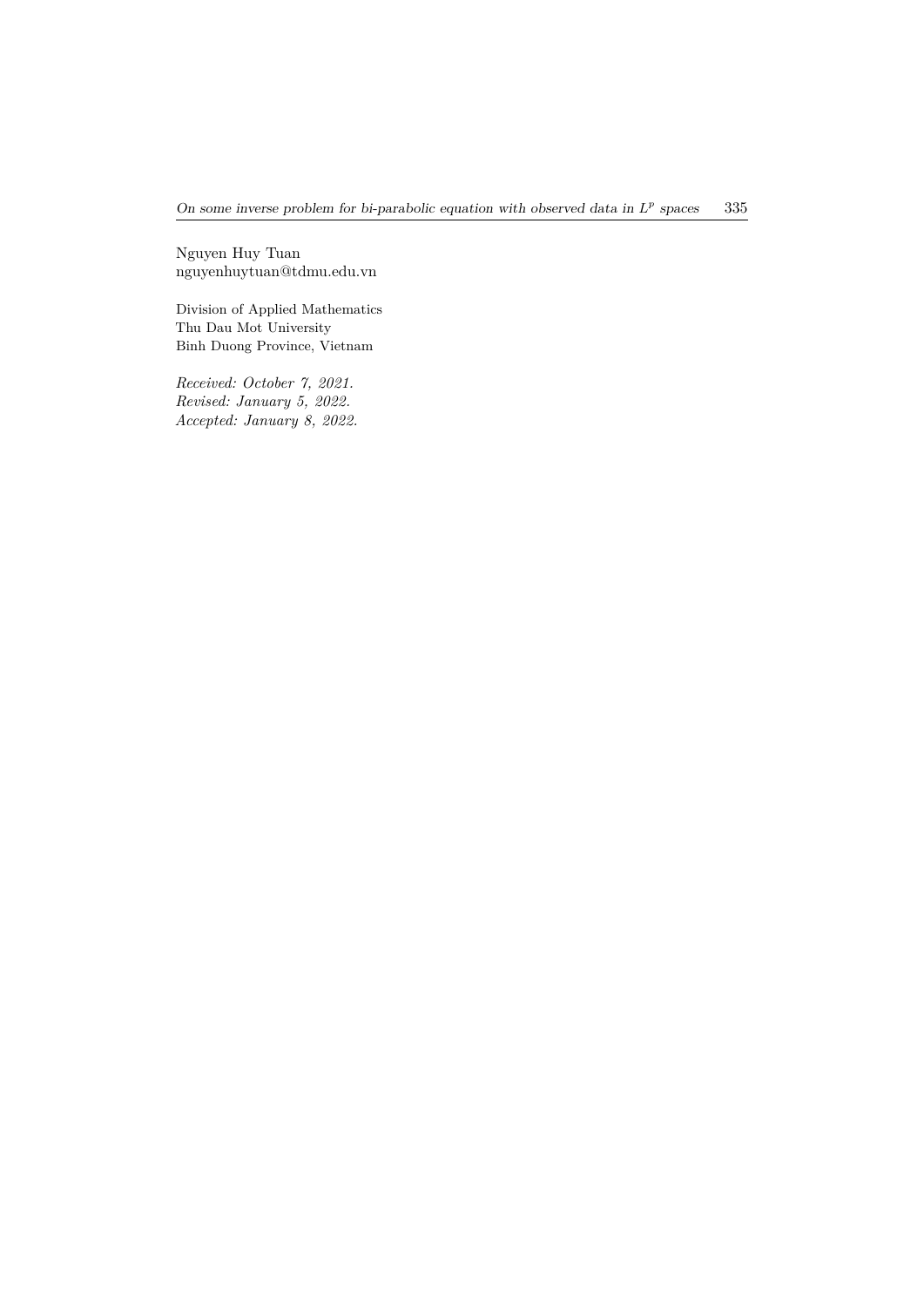Nguyen Huy Tuan
nguyenhuytuan@tdmu.edu.vn

Division of Applied Mathematics
Thu Dau Mot University
Binh Duong Province, Vietnam

*Received: October 7, 2021.*
*Revised: January 5, 2022.*
*Accepted: January 8, 2022.*